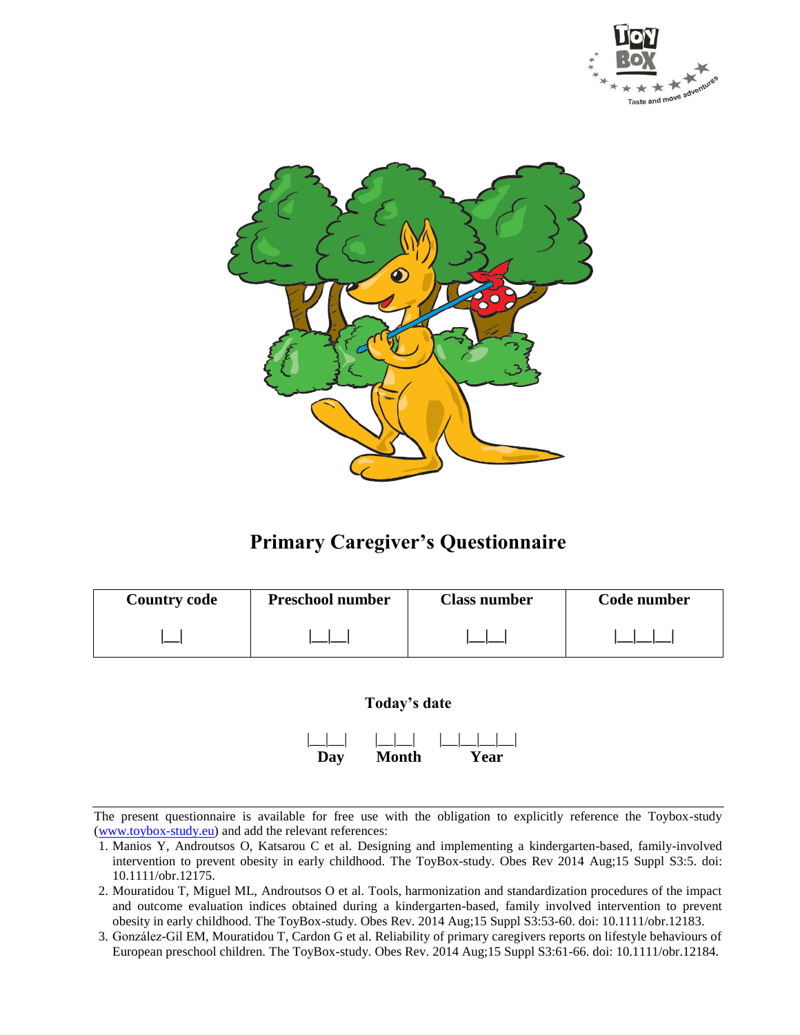# Primary Caregiver's Questionnaire

| Country code | Preschool number | Class number | Code number |
| --- | --- | --- | --- |
| \|__\| | \|__\|__\| | \|__\|__\| | \|__\|__\|__\| |

**Today's date**

|__|__| |__|__| |__|__|__|__|

**Day** **Month** **Year**

---

The present questionnaire is available for free use with the obligation to explicitly reference the Toybox-study (www.toybox-study.eu) and add the relevant references:

1. Manios Y, Androutsos O, Katsarou C et al. Designing and implementing a kindergarten-based, family-involved intervention to prevent obesity in early childhood. The ToyBox-study. Obes Rev 2014 Aug;15 Suppl S3:5. doi: 10.1111/obr.12175.
2. Mouratidou T, Miguel ML, Androutsos O et al. Tools, harmonization and standardization procedures of the impact and outcome evaluation indices obtained during a kindergarten-based, family involved intervention to prevent obesity in early childhood. The ToyBox-study. Obes Rev. 2014 Aug;15 Suppl S3:53-60. doi: 10.1111/obr.12183.
3. González-Gil EM, Mouratidou T, Cardon G et al. Reliability of primary caregivers reports on lifestyle behaviours of European preschool children. The ToyBox-study. Obes Rev. 2014 Aug;15 Suppl S3:61-66. doi: 10.1111/obr.12184.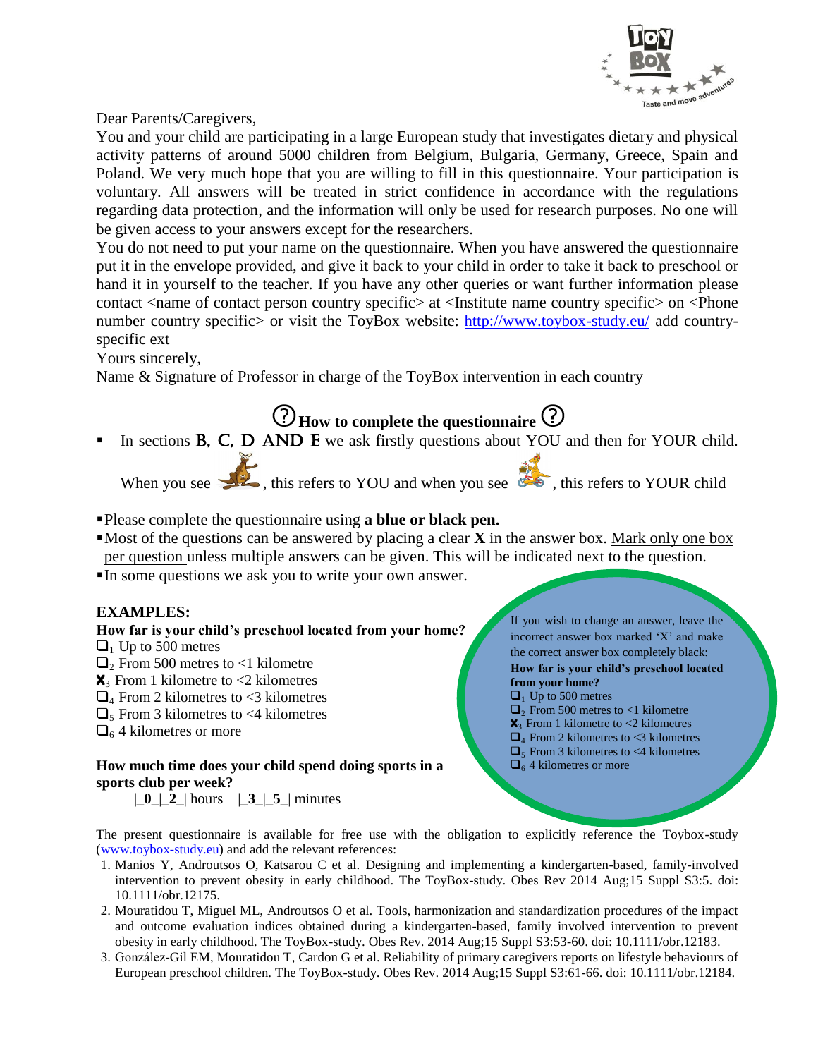Dear Parents/Caregivers,

You and your child are participating in a large European study that investigates dietary and physical activity patterns of around 5000 children from Belgium, Bulgaria, Germany, Greece, Spain and Poland. We very much hope that you are willing to fill in this questionnaire. Your participation is voluntary. All answers will be treated in strict confidence in accordance with the regulations regarding data protection, and the information will only be used for research purposes. No one will be given access to your answers except for the researchers.

You do not need to put your name on the questionnaire. When you have answered the questionnaire put it in the envelope provided, and give it back to your child in order to take it back to preschool or hand it in yourself to the teacher. If you have any other queries or want further information please contact <name of contact person country specific> at <Institute name country specific> on <Phone number country specific> or visit the ToyBox website: http://www.toybox-study.eu/ add country-specific ext

Yours sincerely,

Name & Signature of Professor in charge of the ToyBox intervention in each country

## How to complete the questionnaire

- In sections B, C, D AND E we ask firstly questions about YOU and then for YOUR child.

  When you see [kangaroo icon], this refers to YOU and when you see [child kangaroo icon], this refers to YOUR child

- Please complete the questionnaire using **a blue or black pen.**
- Most of the questions can be answered by placing a clear **X** in the answer box. Mark only one box per question unless multiple answers can be given. This will be indicated next to the question.
- In some questions we ask you to write your own answer.

### EXAMPLES:

**How far is your child's preschool located from your home?**

- ☐ 1 Up to 500 metres
- ☐ 2 From 500 metres to <1 kilometre
- ☒ 3 From 1 kilometre to <2 kilometres
- ☐ 4 From 2 kilometres to <3 kilometres
- ☐ 5 From 3 kilometres to <4 kilometres
- ☐ 6 4 kilometres or more

**How much time does your child spend doing sports in a sports club per week?**

|_**0**_|_**2**_| hours |_**3**_|_**5**_| minutes

If you wish to change an answer, leave the incorrect answer box marked 'X' and make the correct answer box completely black:

**How far is your child's preschool located from your home?**

- ☐ 1 Up to 500 metres
- ☐ 2 From 500 metres to <1 kilometre
- ☒ 3 From 1 kilometre to <2 kilometres
- ☐ 4 From 2 kilometres to <3 kilometres
- ☐ 5 From 3 kilometres to <4 kilometres
- ☐ 6 4 kilometres or more

---

The present questionnaire is available for free use with the obligation to explicitly reference the Toybox-study (www.toybox-study.eu) and add the relevant references:

1. Manios Y, Androutsos O, Katsarou C et al. Designing and implementing a kindergarten-based, family-involved intervention to prevent obesity in early childhood. The ToyBox-study. Obes Rev 2014 Aug;15 Suppl S3:5. doi: 10.1111/obr.12175.
2. Mouratidou T, Miguel ML, Androutsos O et al. Tools, harmonization and standardization procedures of the impact and outcome evaluation indices obtained during a kindergarten-based, family involved intervention to prevent obesity in early childhood. The ToyBox-study. Obes Rev. 2014 Aug;15 Suppl S3:53-60. doi: 10.1111/obr.12183.
3. González-Gil EM, Mouratidou T, Cardon G et al. Reliability of primary caregivers reports on lifestyle behaviours of European preschool children. The ToyBox-study. Obes Rev. 2014 Aug;15 Suppl S3:61-66. doi: 10.1111/obr.12184.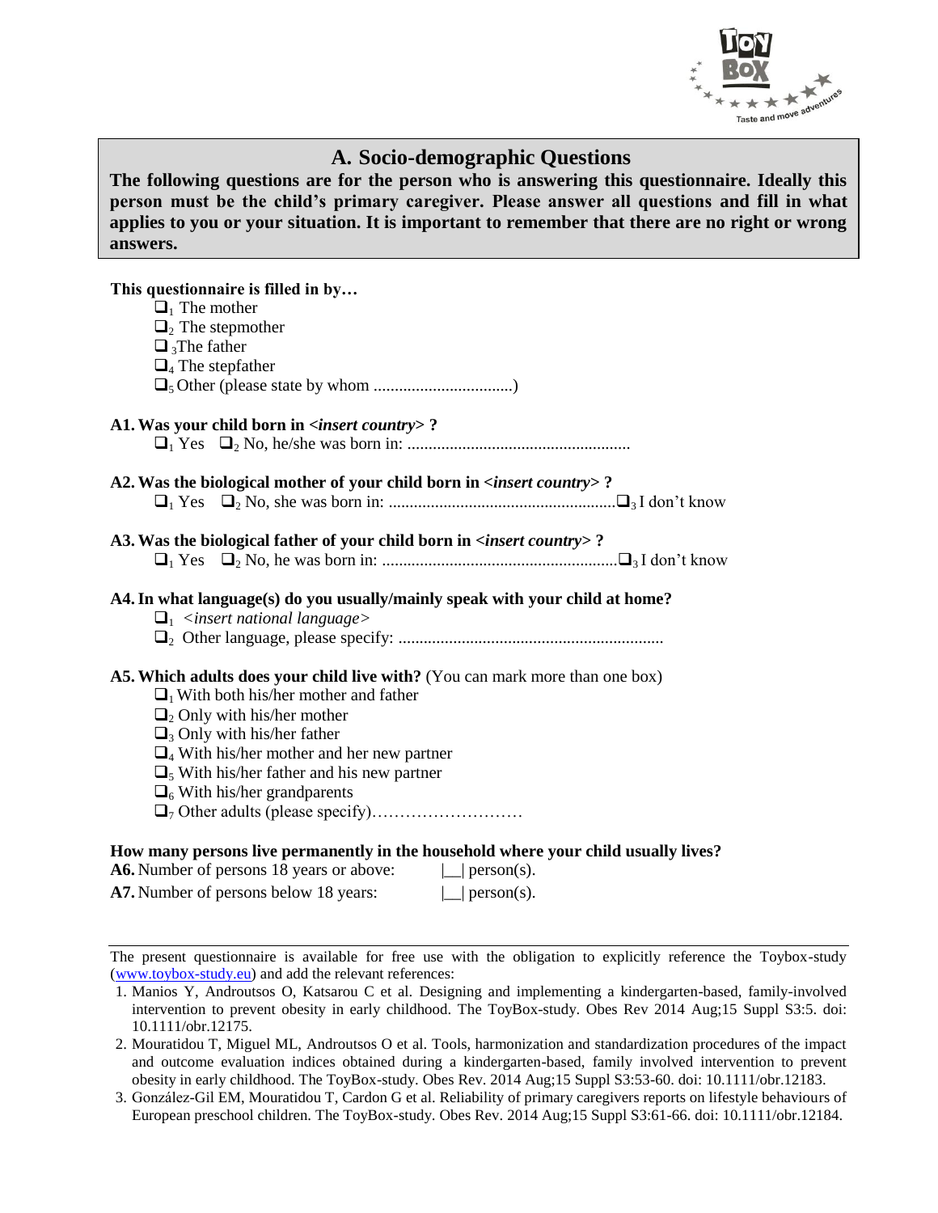## A. Socio-demographic Questions

**The following questions are for the person who is answering this questionnaire. Ideally this person must be the child's primary caregiver. Please answer all questions and fill in what applies to you or your situation. It is important to remember that there are no right or wrong answers.**

**This questionnaire is filled in by…**

- ❑1 The mother
- ❑2 The stepmother
- ❑3 The father
- ❑4 The stepfather
- ❑5 Other (please state by whom .................................)

**A1. Was your child born in <*insert country*> ?**

❑1 Yes ❑2 No, he/she was born in: .....................................................

**A2. Was the biological mother of your child born in <*insert country*> ?**

❑1 Yes ❑2 No, she was born in: ......................................................❑3 I don't know

**A3. Was the biological father of your child born in <*insert country*> ?**

❑1 Yes ❑2 No, he was born in: ........................................................❑3 I don't know

**A4. In what language(s) do you usually/mainly speak with your child at home?**

- ❑1 <*insert national language*>
- ❑2 Other language, please specify: ...............................................................

**A5. Which adults does your child live with?** (You can mark more than one box)

- ❑1 With both his/her mother and father
- ❑2 Only with his/her mother
- ❑3 Only with his/her father
- ❑4 With his/her mother and her new partner
- ❑5 With his/her father and his new partner
- ❑6 With his/her grandparents
- ❑7 Other adults (please specify)………………………

**How many persons live permanently in the household where your child usually lives?**

**A6.** Number of persons 18 years or above: |__| person(s).

**A7.** Number of persons below 18 years: |__| person(s).

---

The present questionnaire is available for free use with the obligation to explicitly reference the Toybox-study (www.toybox-study.eu) and add the relevant references:

1. Manios Y, Androutsos O, Katsarou C et al. Designing and implementing a kindergarten-based, family-involved intervention to prevent obesity in early childhood. The ToyBox-study. Obes Rev 2014 Aug;15 Suppl S3:5. doi: 10.1111/obr.12175.
2. Mouratidou T, Miguel ML, Androutsos O et al. Tools, harmonization and standardization procedures of the impact and outcome evaluation indices obtained during a kindergarten-based, family involved intervention to prevent obesity in early childhood. The ToyBox-study. Obes Rev. 2014 Aug;15 Suppl S3:53-60. doi: 10.1111/obr.12183.
3. González-Gil EM, Mouratidou T, Cardon G et al. Reliability of primary caregivers reports on lifestyle behaviours of European preschool children. The ToyBox-study. Obes Rev. 2014 Aug;15 Suppl S3:61-66. doi: 10.1111/obr.12184.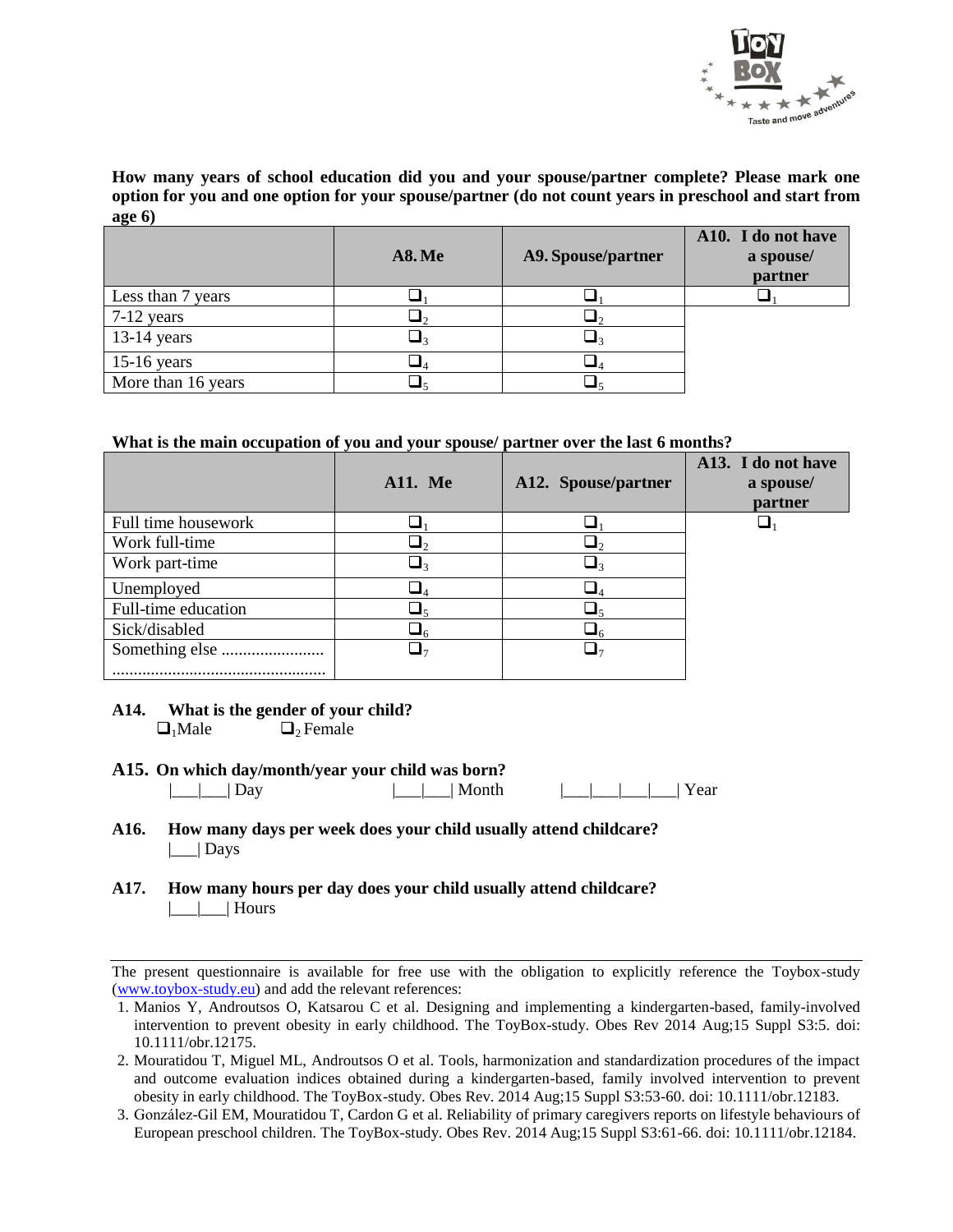**How many years of school education did you and your spouse/partner complete? Please mark one option for you and one option for your spouse/partner (do not count years in preschool and start from age 6)**

| | A8. Me | A9. Spouse/partner | A10. I do not have a spouse/ partner |
|---|---|---|---|
| Less than 7 years | ❑1 | ❑1 | ❑1 |
| 7-12 years | ❑2 | ❑2 | |
| 13-14 years | ❑3 | ❑3 | |
| 15-16 years | ❑4 | ❑4 | |
| More than 16 years | ❑5 | ❑5 | |

**What is the main occupation of you and your spouse/ partner over the last 6 months?**

| | A11. Me | A12. Spouse/partner | A13. I do not have a spouse/ partner |
|---|---|---|---|
| Full time housework | ❑1 | ❑1 | ❑1 |
| Work full-time | ❑2 | ❑2 | |
| Work part-time | ❑3 | ❑3 | |
| Unemployed | ❑4 | ❑4 | |
| Full-time education | ❑5 | ❑5 | |
| Sick/disabled | ❑6 | ❑6 | |
| Something else ........................ ................................................. | ❑7 | ❑7 | |

**A14. What is the gender of your child?**

❑1 Male ❑2 Female

**A15. On which day/month/year your child was born?**

|___|___| Day |___|___| Month |___|___|___|___| Year

**A16. How many days per week does your child usually attend childcare?**

|___| Days

**A17. How many hours per day does your child usually attend childcare?**

|___|___| Hours

---

The present questionnaire is available for free use with the obligation to explicitly reference the Toybox-study (www.toybox-study.eu) and add the relevant references:

1. Manios Y, Androutsos O, Katsarou C et al. Designing and implementing a kindergarten-based, family-involved intervention to prevent obesity in early childhood. The ToyBox-study. Obes Rev 2014 Aug;15 Suppl S3:5. doi: 10.1111/obr.12175.
2. Mouratidou T, Miguel ML, Androutsos O et al. Tools, harmonization and standardization procedures of the impact and outcome evaluation indices obtained during a kindergarten-based, family involved intervention to prevent obesity in early childhood. The ToyBox-study. Obes Rev. 2014 Aug;15 Suppl S3:53-60. doi: 10.1111/obr.12183.
3. González-Gil EM, Mouratidou T, Cardon G et al. Reliability of primary caregivers reports on lifestyle behaviours of European preschool children. The ToyBox-study. Obes Rev. 2014 Aug;15 Suppl S3:61-66. doi: 10.1111/obr.12184.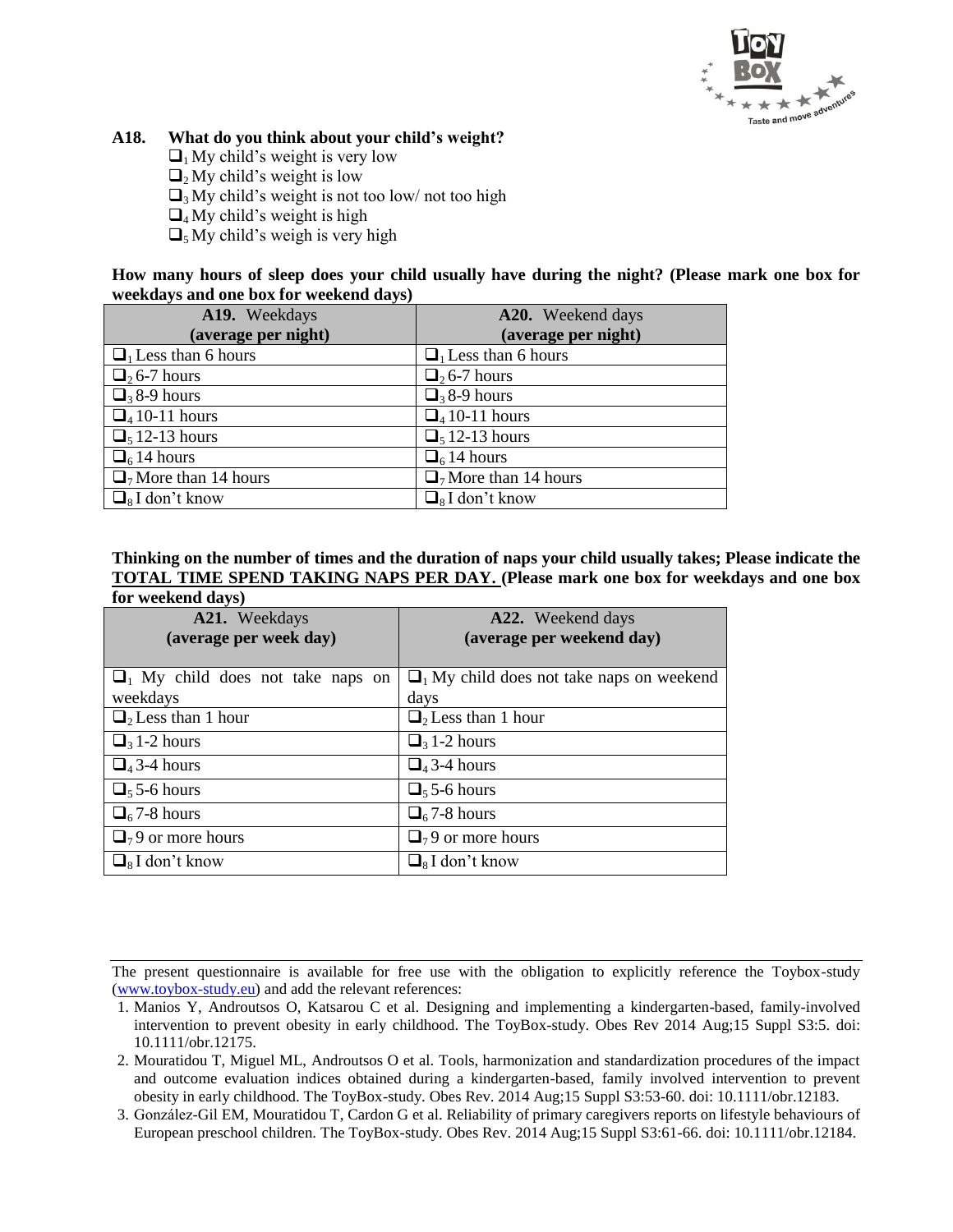**A18. What do you think about your child's weight?**

- ❑[1] My child's weight is very low
- ❑[2] My child's weight is low
- ❑[3] My child's weight is not too low/ not too high
- ❑[4] My child's weight is high
- ❑[5] My child's weigh is very high

**How many hours of sleep does your child usually have during the night? (Please mark one box for weekdays and one box for weekend days)**

| **A19.** Weekdays **(average per night)** | **A20.** Weekend days **(average per night)** |
|---|---|
| ❑[1] Less than 6 hours | ❑[1] Less than 6 hours |
| ❑[2] 6-7 hours | ❑[2] 6-7 hours |
| ❑[3] 8-9 hours | ❑[3] 8-9 hours |
| ❑[4] 10-11 hours | ❑[4] 10-11 hours |
| ❑[5] 12-13 hours | ❑[5] 12-13 hours |
| ❑[6] 14 hours | ❑[6] 14 hours |
| ❑[7] More than 14 hours | ❑[7] More than 14 hours |
| ❑[8] I don't know | ❑[8] I don't know |

**Thinking on the number of times and the duration of naps your child usually takes; Please indicate the <u>TOTAL TIME SPEND TAKING NAPS PER DAY.</u> (Please mark one box for weekdays and one box for weekend days)**

| **A21.** Weekdays **(average per week day)** | **A22.** Weekend days **(average per weekend day)** |
|---|---|
| ❑[1] My child does not take naps on weekdays | ❑[1] My child does not take naps on weekend days |
| ❑[2] Less than 1 hour | ❑[2] Less than 1 hour |
| ❑[3] 1-2 hours | ❑[3] 1-2 hours |
| ❑[4] 3-4 hours | ❑[4] 3-4 hours |
| ❑[5] 5-6 hours | ❑[5] 5-6 hours |
| ❑[6] 7-8 hours | ❑[6] 7-8 hours |
| ❑[7] 9 or more hours | ❑[7] 9 or more hours |
| ❑[8] I don't know | ❑[8] I don't know |

The present questionnaire is available for free use with the obligation to explicitly reference the Toybox-study (www.toybox-study.eu) and add the relevant references:

1. Manios Y, Androutsos O, Katsarou C et al. Designing and implementing a kindergarten-based, family-involved intervention to prevent obesity in early childhood. The ToyBox-study. Obes Rev 2014 Aug;15 Suppl S3:5. doi: 10.1111/obr.12175.
2. Mouratidou T, Miguel ML, Androutsos O et al. Tools, harmonization and standardization procedures of the impact and outcome evaluation indices obtained during a kindergarten-based, family involved intervention to prevent obesity in early childhood. The ToyBox-study. Obes Rev. 2014 Aug;15 Suppl S3:53-60. doi: 10.1111/obr.12183.
3. González-Gil EM, Mouratidou T, Cardon G et al. Reliability of primary caregivers reports on lifestyle behaviours of European preschool children. The ToyBox-study. Obes Rev. 2014 Aug;15 Suppl S3:61-66. doi: 10.1111/obr.12184.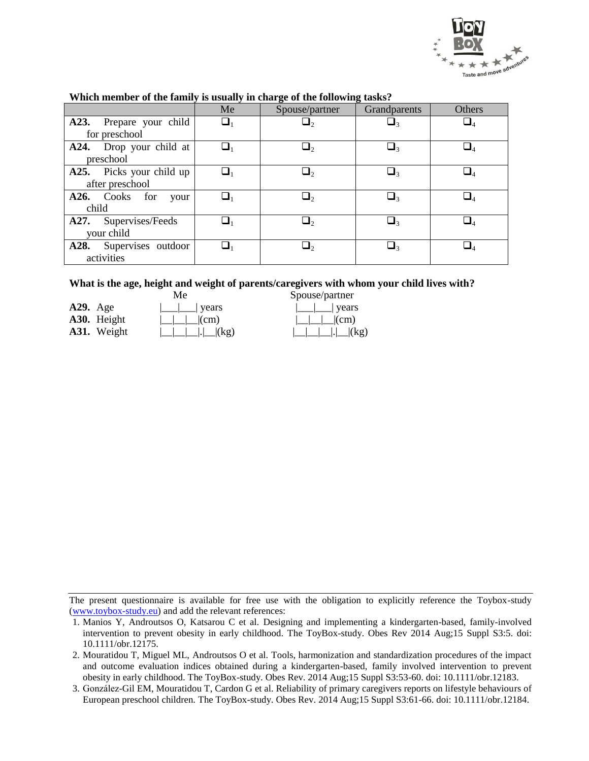**Which member of the family is usually in charge of the following tasks?**

| | Me | Spouse/partner | Grandparents | Others |
|---|---|---|---|---|
| **A23.** Prepare your child for preschool | ❑1 | ❑2 | ❑3 | ❑4 |
| **A24.** Drop your child at preschool | ❑1 | ❑2 | ❑3 | ❑4 |
| **A25.** Picks your child up after preschool | ❑1 | ❑2 | ❑3 | ❑4 |
| **A26.** Cooks for your child | ❑1 | ❑2 | ❑3 | ❑4 |
| **A27.** Supervises/Feeds your child | ❑1 | ❑2 | ❑3 | ❑4 |
| **A28.** Supervises outdoor activities | ❑1 | ❑2 | ❑3 | ❑4 |

**What is the age, height and weight of parents/caregivers with whom your child lives with?**

| | Me | Spouse/partner |
|---|---|---|
| **A29.** Age | \|\_\_\_\|\_\_\_\| years | \|\_\_\_\|\_\_\_\| years |
| **A30.** Height | \|\_\_\|\_\_\|\_\_\|(cm) | \|\_\_\|\_\_\|\_\_\|(cm) |
| **A31.** Weight | \|\_\_\|\_\_\|\_\_\|.\|\_\_\|(kg) | \|\_\_\|\_\_\|\_\_\|.\|\_\_\|(kg) |

---

The present questionnaire is available for free use with the obligation to explicitly reference the Toybox-study (www.toybox-study.eu) and add the relevant references:

1. Manios Y, Androutsos O, Katsarou C et al. Designing and implementing a kindergarten-based, family-involved intervention to prevent obesity in early childhood. The ToyBox-study. Obes Rev 2014 Aug;15 Suppl S3:5. doi: 10.1111/obr.12175.
2. Mouratidou T, Miguel ML, Androutsos O et al. Tools, harmonization and standardization procedures of the impact and outcome evaluation indices obtained during a kindergarten-based, family involved intervention to prevent obesity in early childhood. The ToyBox-study. Obes Rev. 2014 Aug;15 Suppl S3:53-60. doi: 10.1111/obr.12183.
3. González-Gil EM, Mouratidou T, Cardon G et al. Reliability of primary caregivers reports on lifestyle behaviours of European preschool children. The ToyBox-study. Obes Rev. 2014 Aug;15 Suppl S3:61-66. doi: 10.1111/obr.12184.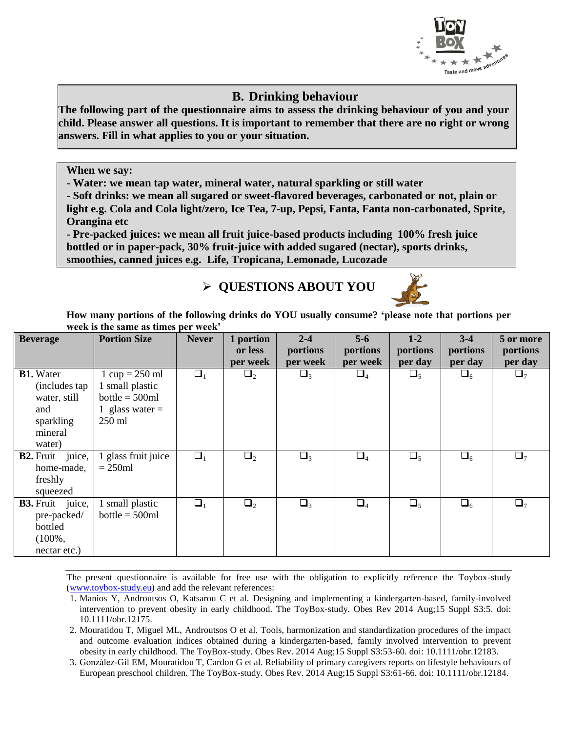## B. Drinking behaviour

**The following part of the questionnaire aims to assess the drinking behaviour of you and your child. Please answer all questions. It is important to remember that there are no right or wrong answers. Fill in what applies to you or your situation.**

**When we say:**

**- Water: we mean tap water, mineral water, natural sparkling or still water**

**- Soft drinks: we mean all sugared or sweet-flavored beverages, carbonated or not, plain or light e.g. Cola and Cola light/zero, Ice Tea, 7-up, Pepsi, Fanta, Fanta non-carbonated, Sprite, Orangina etc**

**- Pre-packed juices: we mean all fruit juice-based products including 100% fresh juice bottled or in paper-pack, 30% fruit-juice with added sugared (nectar), sports drinks, smoothies, canned juices e.g. Life, Tropicana, Lemonade, Lucozade**

### ➢ QUESTIONS ABOUT YOU

**How many portions of the following drinks do YOU usually consume? 'please note that portions per week is the same as times per week'**

| Beverage | Portion Size | Never | 1 portion or less per week | 2-4 portions per week | 5-6 portions per week | 1-2 portions per day | 3-4 portions per day | 5 or more portions per day |
|---|---|---|---|---|---|---|---|---|
| **B1.** Water (includes tap water, still and sparkling mineral water) | 1 cup = 250 ml<br>1 small plastic bottle = 500ml<br>1 glass water = 250 ml | ❑1 | ❑2 | ❑3 | ❑4 | ❑5 | ❑6 | ❑7 |
| **B2.** Fruit juice, home-made, freshly squeezed | 1 glass fruit juice = 250ml | ❑1 | ❑2 | ❑3 | ❑4 | ❑5 | ❑6 | ❑7 |
| **B3.** Fruit juice, pre-packed/ bottled (100%, nectar etc.) | 1 small plastic bottle = 500ml | ❑1 | ❑2 | ❑3 | ❑4 | ❑5 | ❑6 | ❑7 |

The present questionnaire is available for free use with the obligation to explicitly reference the Toybox-study (www.toybox-study.eu) and add the relevant references:

1. Manios Y, Androutsos O, Katsarou C et al. Designing and implementing a kindergarten-based, family-involved intervention to prevent obesity in early childhood. The ToyBox-study. Obes Rev 2014 Aug;15 Suppl S3:5. doi: 10.1111/obr.12175.
2. Mouratidou T, Miguel ML, Androutsos O et al. Tools, harmonization and standardization procedures of the impact and outcome evaluation indices obtained during a kindergarten-based, family involved intervention to prevent obesity in early childhood. The ToyBox-study. Obes Rev. 2014 Aug;15 Suppl S3:53-60. doi: 10.1111/obr.12183.
3. González-Gil EM, Mouratidou T, Cardon G et al. Reliability of primary caregivers reports on lifestyle behaviours of European preschool children. The ToyBox-study. Obes Rev. 2014 Aug;15 Suppl S3:61-66. doi: 10.1111/obr.12184.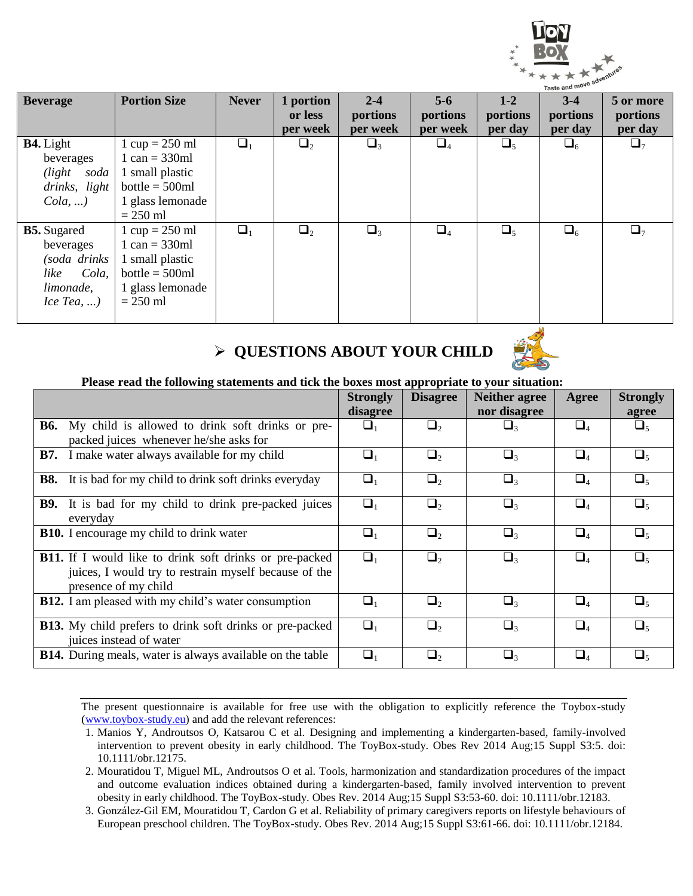| Beverage | Portion Size | Never | 1 portion or less per week | 2-4 portions per week | 5-6 portions per week | 1-2 portions per day | 3-4 portions per day | 5 or more portions per day |
|---|---|---|---|---|---|---|---|---|
| **B4.** Light beverages *(light soda drinks, light Cola, ...)* | 1 cup = 250 ml<br>1 can = 330ml<br>1 small plastic bottle = 500ml<br>1 glass lemonade = 250 ml | ❑1 | ❑2 | ❑3 | ❑4 | ❑5 | ❑6 | ❑7 |
| **B5.** Sugared beverages *(soda drinks like Cola, limonade, Ice Tea, ...)* | 1 cup = 250 ml<br>1 can = 330ml<br>1 small plastic bottle = 500ml<br>1 glass lemonade = 250 ml | ❑1 | ❑2 | ❑3 | ❑4 | ❑5 | ❑6 | ❑7 |

## ➢ QUESTIONS ABOUT YOUR CHILD

**Please read the following statements and tick the boxes most appropriate to your situation:**

| | Strongly disagree | Disagree | Neither agree nor disagree | Agree | Strongly agree |
|---|---|---|---|---|---|
| **B6.** My child is allowed to drink soft drinks or pre-packed juices whenever he/she asks for | ❑1 | ❑2 | ❑3 | ❑4 | ❑5 |
| **B7.** I make water always available for my child | ❑1 | ❑2 | ❑3 | ❑4 | ❑5 |
| **B8.** It is bad for my child to drink soft drinks everyday | ❑1 | ❑2 | ❑3 | ❑4 | ❑5 |
| **B9.** It is bad for my child to drink pre-packed juices everyday | ❑1 | ❑2 | ❑3 | ❑4 | ❑5 |
| **B10.** I encourage my child to drink water | ❑1 | ❑2 | ❑3 | ❑4 | ❑5 |
| **B11.** If I would like to drink soft drinks or pre-packed juices, I would try to restrain myself because of the presence of my child | ❑1 | ❑2 | ❑3 | ❑4 | ❑5 |
| **B12.** I am pleased with my child's water consumption | ❑1 | ❑2 | ❑3 | ❑4 | ❑5 |
| **B13.** My child prefers to drink soft drinks or pre-packed juices instead of water | ❑1 | ❑2 | ❑3 | ❑4 | ❑5 |
| **B14.** During meals, water is always available on the table | ❑1 | ❑2 | ❑3 | ❑4 | ❑5 |

---

The present questionnaire is available for free use with the obligation to explicitly reference the Toybox-study (www.toybox-study.eu) and add the relevant references:

1. Manios Y, Androutsos O, Katsarou C et al. Designing and implementing a kindergarten-based, family-involved intervention to prevent obesity in early childhood. The ToyBox-study. Obes Rev 2014 Aug;15 Suppl S3:5. doi: 10.1111/obr.12175.
2. Mouratidou T, Miguel ML, Androutsos O et al. Tools, harmonization and standardization procedures of the impact and outcome evaluation indices obtained during a kindergarten-based, family involved intervention to prevent obesity in early childhood. The ToyBox-study. Obes Rev. 2014 Aug;15 Suppl S3:53-60. doi: 10.1111/obr.12183.
3. González-Gil EM, Mouratidou T, Cardon G et al. Reliability of primary caregivers reports on lifestyle behaviours of European preschool children. The ToyBox-study. Obes Rev. 2014 Aug;15 Suppl S3:61-66. doi: 10.1111/obr.12184.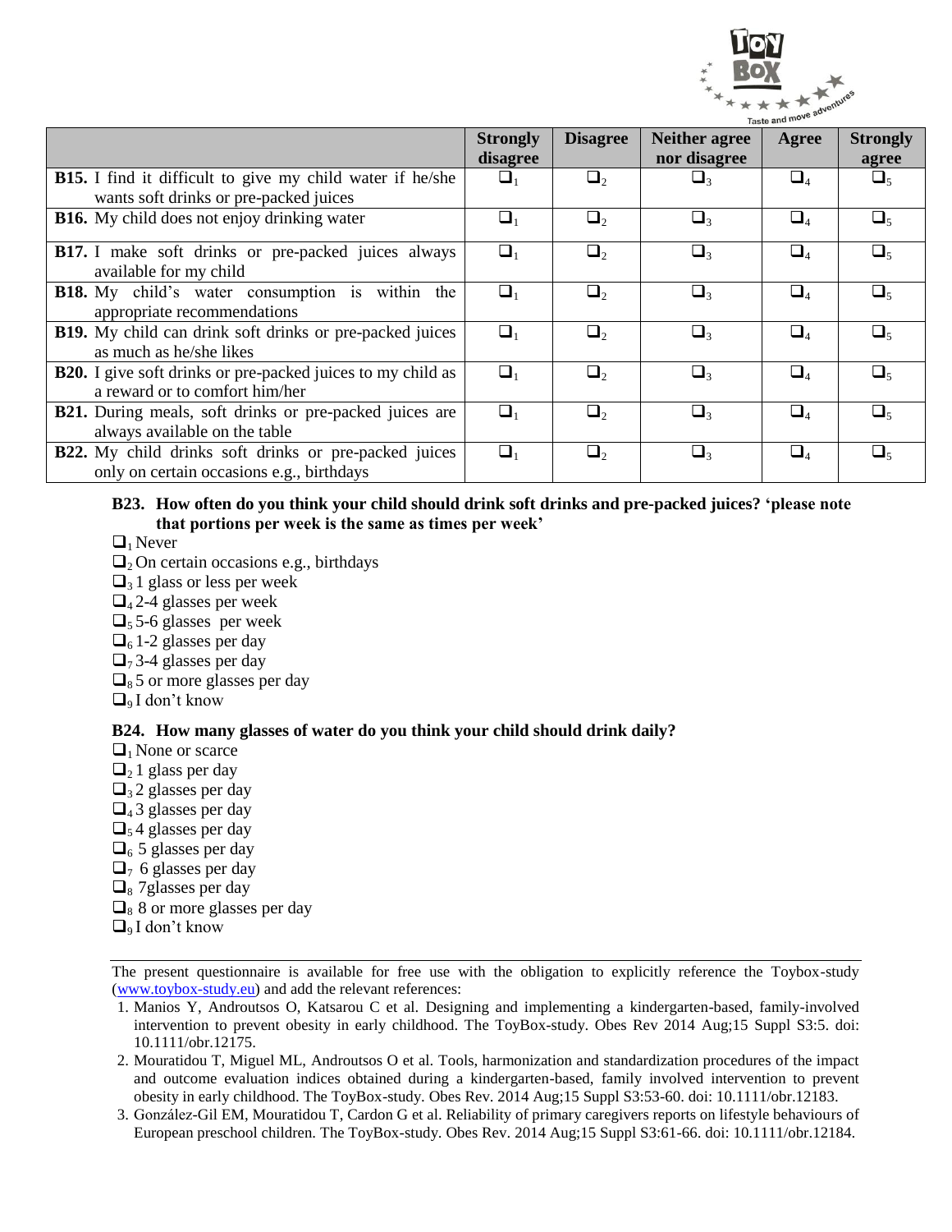| | Strongly disagree | Disagree | Neither agree nor disagree | Agree | Strongly agree |
|---|---|---|---|---|---|
| **B15.** I find it difficult to give my child water if he/she wants soft drinks or pre-packed juices | ❑1 | ❑2 | ❑3 | ❑4 | ❑5 |
| **B16.** My child does not enjoy drinking water | ❑1 | ❑2 | ❑3 | ❑4 | ❑5 |
| **B17.** I make soft drinks or pre-packed juices always available for my child | ❑1 | ❑2 | ❑3 | ❑4 | ❑5 |
| **B18.** My child's water consumption is within the appropriate recommendations | ❑1 | ❑2 | ❑3 | ❑4 | ❑5 |
| **B19.** My child can drink soft drinks or pre-packed juices as much as he/she likes | ❑1 | ❑2 | ❑3 | ❑4 | ❑5 |
| **B20.** I give soft drinks or pre-packed juices to my child as a reward or to comfort him/her | ❑1 | ❑2 | ❑3 | ❑4 | ❑5 |
| **B21.** During meals, soft drinks or pre-packed juices are always available on the table | ❑1 | ❑2 | ❑3 | ❑4 | ❑5 |
| **B22.** My child drinks soft drinks or pre-packed juices only on certain occasions e.g., birthdays | ❑1 | ❑2 | ❑3 | ❑4 | ❑5 |

**B23. How often do you think your child should drink soft drinks and pre-packed juices? 'please note that portions per week is the same as times per week'**

❑1 Never
❑2 On certain occasions e.g., birthdays
❑3 1 glass or less per week
❑4 2-4 glasses per week
❑5 5-6 glasses per week
❑6 1-2 glasses per day
❑7 3-4 glasses per day
❑8 5 or more glasses per day
❑9 I don't know

**B24. How many glasses of water do you think your child should drink daily?**

❑1 None or scarce
❑2 1 glass per day
❑3 2 glasses per day
❑4 3 glasses per day
❑5 4 glasses per day
❑6 5 glasses per day
❑7 6 glasses per day
❑8 7glasses per day
❑8 8 or more glasses per day
❑9 I don't know

---

The present questionnaire is available for free use with the obligation to explicitly reference the Toybox-study (www.toybox-study.eu) and add the relevant references:

1. Manios Y, Androutsos O, Katsarou C et al. Designing and implementing a kindergarten-based, family-involved intervention to prevent obesity in early childhood. The ToyBox-study. Obes Rev 2014 Aug;15 Suppl S3:5. doi: 10.1111/obr.12175.
2. Mouratidou T, Miguel ML, Androutsos O et al. Tools, harmonization and standardization procedures of the impact and outcome evaluation indices obtained during a kindergarten-based, family involved intervention to prevent obesity in early childhood. The ToyBox-study. Obes Rev. 2014 Aug;15 Suppl S3:53-60. doi: 10.1111/obr.12183.
3. González-Gil EM, Mouratidou T, Cardon G et al. Reliability of primary caregivers reports on lifestyle behaviours of European preschool children. The ToyBox-study. Obes Rev. 2014 Aug;15 Suppl S3:61-66. doi: 10.1111/obr.12184.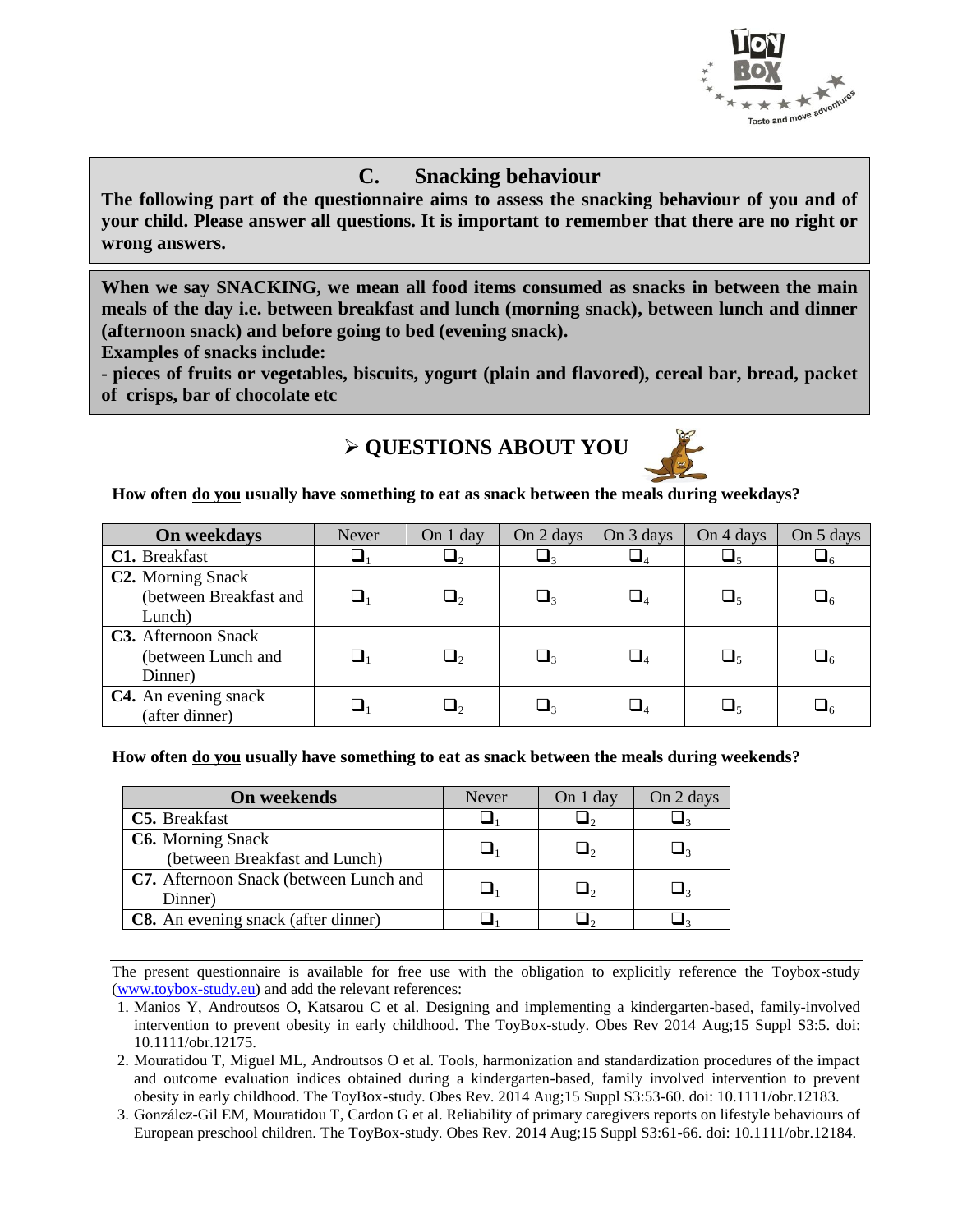## C. Snacking behaviour

**The following part of the questionnaire aims to assess the snacking behaviour of you and of your child. Please answer all questions. It is important to remember that there are no right or wrong answers.**

**When we say SNACKING, we mean all food items consumed as snacks in between the main meals of the day i.e. between breakfast and lunch (morning snack), between lunch and dinner (afternoon snack) and before going to bed (evening snack).**

**Examples of snacks include:**

**- pieces of fruits or vegetables, biscuits, yogurt (plain and flavored), cereal bar, bread, packet of crisps, bar of chocolate etc**

### ➢ QUESTIONS ABOUT YOU

**How often <u>do you</u> usually have something to eat as snack between the meals during weekdays?**

| On weekdays | Never | On 1 day | On 2 days | On 3 days | On 4 days | On 5 days |
|---|---|---|---|---|---|---|
| **C1.** Breakfast | ❑1 | ❑2 | ❑3 | ❑4 | ❑5 | ❑6 |
| **C2.** Morning Snack (between Breakfast and Lunch) | ❑1 | ❑2 | ❑3 | ❑4 | ❑5 | ❑6 |
| **C3.** Afternoon Snack (between Lunch and Dinner) | ❑1 | ❑2 | ❑3 | ❑4 | ❑5 | ❑6 |
| **C4.** An evening snack (after dinner) | ❑1 | ❑2 | ❑3 | ❑4 | ❑5 | ❑6 |

**How often <u>do you</u> usually have something to eat as snack between the meals during weekends?**

| On weekends | Never | On 1 day | On 2 days |
|---|---|---|---|
| **C5.** Breakfast | ❑1 | ❑2 | ❑3 |
| **C6.** Morning Snack (between Breakfast and Lunch) | ❑1 | ❑2 | ❑3 |
| **C7.** Afternoon Snack (between Lunch and Dinner) | ❑1 | ❑2 | ❑3 |
| **C8.** An evening snack (after dinner) | ❑1 | ❑2 | ❑3 |

The present questionnaire is available for free use with the obligation to explicitly reference the Toybox-study (www.toybox-study.eu) and add the relevant references:

1. Manios Y, Androutsos O, Katsarou C et al. Designing and implementing a kindergarten-based, family-involved intervention to prevent obesity in early childhood. The ToyBox-study. Obes Rev 2014 Aug;15 Suppl S3:5. doi: 10.1111/obr.12175.
2. Mouratidou T, Miguel ML, Androutsos O et al. Tools, harmonization and standardization procedures of the impact and outcome evaluation indices obtained during a kindergarten-based, family involved intervention to prevent obesity in early childhood. The ToyBox-study. Obes Rev. 2014 Aug;15 Suppl S3:53-60. doi: 10.1111/obr.12183.
3. González-Gil EM, Mouratidou T, Cardon G et al. Reliability of primary caregivers reports on lifestyle behaviours of European preschool children. The ToyBox-study. Obes Rev. 2014 Aug;15 Suppl S3:61-66. doi: 10.1111/obr.12184.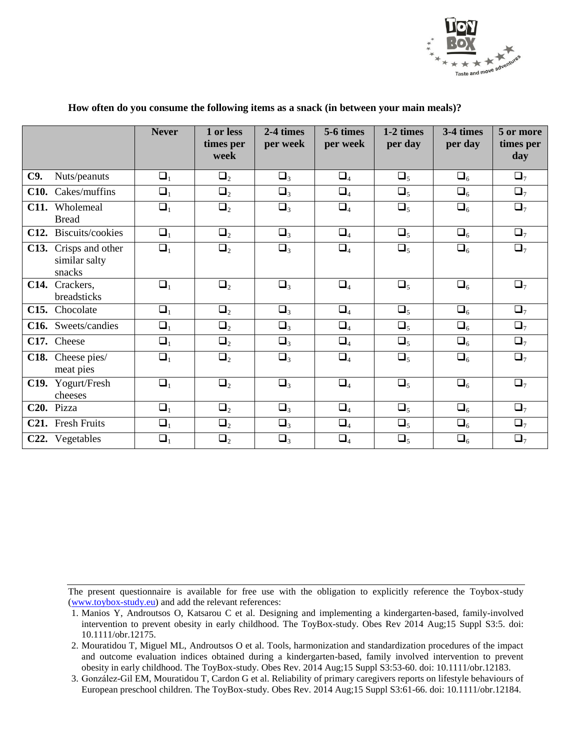**How often do you consume the following items as a snack (in between your main meals)?**

| | Never | 1 or less times per week | 2-4 times per week | 5-6 times per week | 1-2 times per day | 3-4 times per day | 5 or more times per day |
|---|---|---|---|---|---|---|---|
| **C9.** Nuts/peanuts | ❑1 | ❑2 | ❑3 | ❑4 | ❑5 | ❑6 | ❑7 |
| **C10.** Cakes/muffins | ❑1 | ❑2 | ❑3 | ❑4 | ❑5 | ❑6 | ❑7 |
| **C11.** Wholemeal Bread | ❑1 | ❑2 | ❑3 | ❑4 | ❑5 | ❑6 | ❑7 |
| **C12.** Biscuits/cookies | ❑1 | ❑2 | ❑3 | ❑4 | ❑5 | ❑6 | ❑7 |
| **C13.** Crisps and other similar salty snacks | ❑1 | ❑2 | ❑3 | ❑4 | ❑5 | ❑6 | ❑7 |
| **C14.** Crackers, breadsticks | ❑1 | ❑2 | ❑3 | ❑4 | ❑5 | ❑6 | ❑7 |
| **C15.** Chocolate | ❑1 | ❑2 | ❑3 | ❑4 | ❑5 | ❑6 | ❑7 |
| **C16.** Sweets/candies | ❑1 | ❑2 | ❑3 | ❑4 | ❑5 | ❑6 | ❑7 |
| **C17.** Cheese | ❑1 | ❑2 | ❑3 | ❑4 | ❑5 | ❑6 | ❑7 |
| **C18.** Cheese pies/ meat pies | ❑1 | ❑2 | ❑3 | ❑4 | ❑5 | ❑6 | ❑7 |
| **C19.** Yogurt/Fresh cheeses | ❑1 | ❑2 | ❑3 | ❑4 | ❑5 | ❑6 | ❑7 |
| **C20.** Pizza | ❑1 | ❑2 | ❑3 | ❑4 | ❑5 | ❑6 | ❑7 |
| **C21.** Fresh Fruits | ❑1 | ❑2 | ❑3 | ❑4 | ❑5 | ❑6 | ❑7 |
| **C22.** Vegetables | ❑1 | ❑2 | ❑3 | ❑4 | ❑5 | ❑6 | ❑7 |

The present questionnaire is available for free use with the obligation to explicitly reference the Toybox-study (www.toybox-study.eu) and add the relevant references:

1. Manios Y, Androutsos O, Katsarou C et al. Designing and implementing a kindergarten-based, family-involved intervention to prevent obesity in early childhood. The ToyBox-study. Obes Rev 2014 Aug;15 Suppl S3:5. doi: 10.1111/obr.12175.
2. Mouratidou T, Miguel ML, Androutsos O et al. Tools, harmonization and standardization procedures of the impact and outcome evaluation indices obtained during a kindergarten-based, family involved intervention to prevent obesity in early childhood. The ToyBox-study. Obes Rev. 2014 Aug;15 Suppl S3:53-60. doi: 10.1111/obr.12183.
3. González-Gil EM, Mouratidou T, Cardon G et al. Reliability of primary caregivers reports on lifestyle behaviours of European preschool children. The ToyBox-study. Obes Rev. 2014 Aug;15 Suppl S3:61-66. doi: 10.1111/obr.12184.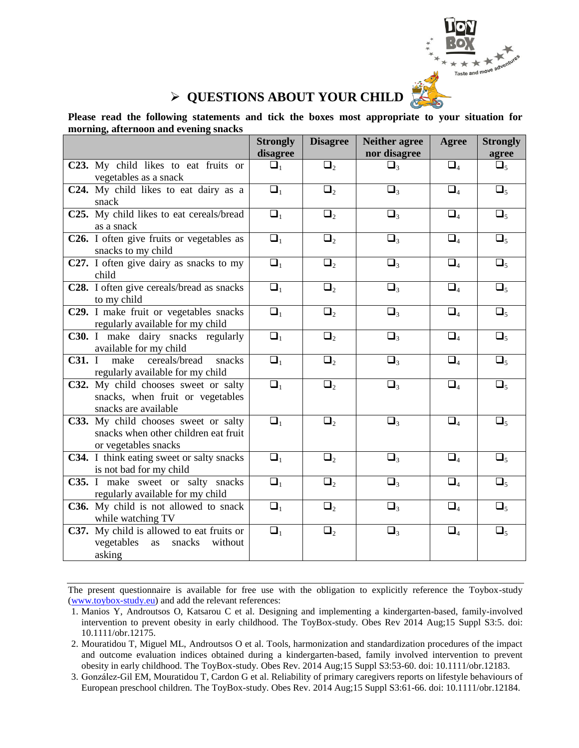## ➢ QUESTIONS ABOUT YOUR CHILD

**Please read the following statements and tick the boxes most appropriate to your situation for morning, afternoon and evening snacks**

| | Strongly disagree | Disagree | Neither agree nor disagree | Agree | Strongly agree |
|---|---|---|---|---|---|
| **C23.** My child likes to eat fruits or vegetables as a snack | ❑1 | ❑2 | ❑3 | ❑4 | ❑5 |
| **C24.** My child likes to eat dairy as a snack | ❑1 | ❑2 | ❑3 | ❑4 | ❑5 |
| **C25.** My child likes to eat cereals/bread as a snack | ❑1 | ❑2 | ❑3 | ❑4 | ❑5 |
| **C26.** I often give fruits or vegetables as snacks to my child | ❑1 | ❑2 | ❑3 | ❑4 | ❑5 |
| **C27.** I often give dairy as snacks to my child | ❑1 | ❑2 | ❑3 | ❑4 | ❑5 |
| **C28.** I often give cereals/bread as snacks to my child | ❑1 | ❑2 | ❑3 | ❑4 | ❑5 |
| **C29.** I make fruit or vegetables snacks regularly available for my child | ❑1 | ❑2 | ❑3 | ❑4 | ❑5 |
| **C30.** I make dairy snacks regularly available for my child | ❑1 | ❑2 | ❑3 | ❑4 | ❑5 |
| **C31.** I make cereals/bread snacks regularly available for my child | ❑1 | ❑2 | ❑3 | ❑4 | ❑5 |
| **C32.** My child chooses sweet or salty snacks, when fruit or vegetables snacks are available | ❑1 | ❑2 | ❑3 | ❑4 | ❑5 |
| **C33.** My child chooses sweet or salty snacks when other children eat fruit or vegetables snacks | ❑1 | ❑2 | ❑3 | ❑4 | ❑5 |
| **C34.** I think eating sweet or salty snacks is not bad for my child | ❑1 | ❑2 | ❑3 | ❑4 | ❑5 |
| **C35.** I make sweet or salty snacks regularly available for my child | ❑1 | ❑2 | ❑3 | ❑4 | ❑5 |
| **C36.** My child is not allowed to snack while watching TV | ❑1 | ❑2 | ❑3 | ❑4 | ❑5 |
| **C37.** My child is allowed to eat fruits or vegetables as snacks without asking | ❑1 | ❑2 | ❑3 | ❑4 | ❑5 |

---

The present questionnaire is available for free use with the obligation to explicitly reference the Toybox-study (www.toybox-study.eu) and add the relevant references:

1. Manios Y, Androutsos O, Katsarou C et al. Designing and implementing a kindergarten-based, family-involved intervention to prevent obesity in early childhood. The ToyBox-study. Obes Rev 2014 Aug;15 Suppl S3:5. doi: 10.1111/obr.12175.
2. Mouratidou T, Miguel ML, Androutsos O et al. Tools, harmonization and standardization procedures of the impact and outcome evaluation indices obtained during a kindergarten-based, family involved intervention to prevent obesity in early childhood. The ToyBox-study. Obes Rev. 2014 Aug;15 Suppl S3:53-60. doi: 10.1111/obr.12183.
3. González-Gil EM, Mouratidou T, Cardon G et al. Reliability of primary caregivers reports on lifestyle behaviours of European preschool children. The ToyBox-study. Obes Rev. 2014 Aug;15 Suppl S3:61-66. doi: 10.1111/obr.12184.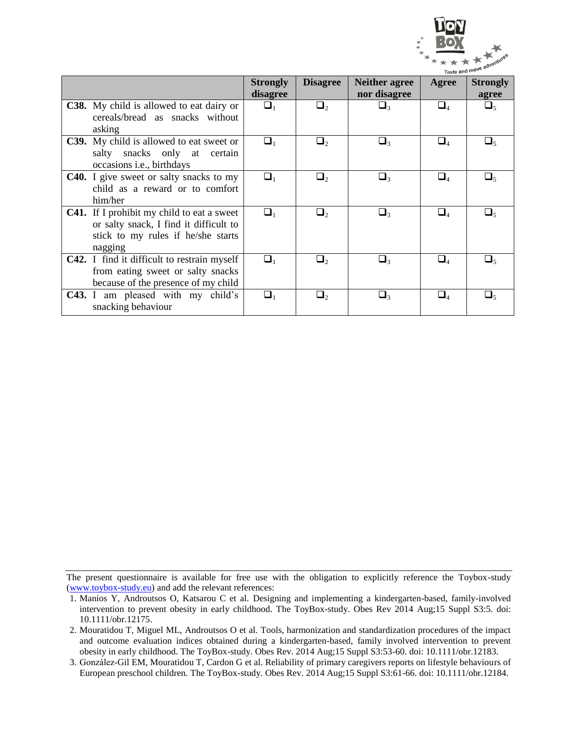| | Strongly disagree | Disagree | Neither agree nor disagree | Agree | Strongly agree |
|---|---|---|---|---|---|
| **C38.** My child is allowed to eat dairy or cereals/bread as snacks without asking | ❑1 | ❑2 | ❑3 | ❑4 | ❑5 |
| **C39.** My child is allowed to eat sweet or salty snacks only at certain occasions i.e., birthdays | ❑1 | ❑2 | ❑3 | ❑4 | ❑5 |
| **C40.** I give sweet or salty snacks to my child as a reward or to comfort him/her | ❑1 | ❑2 | ❑3 | ❑4 | ❑5 |
| **C41.** If I prohibit my child to eat a sweet or salty snack, I find it difficult to stick to my rules if he/she starts nagging | ❑1 | ❑2 | ❑3 | ❑4 | ❑5 |
| **C42.** I find it difficult to restrain myself from eating sweet or salty snacks because of the presence of my child | ❑1 | ❑2 | ❑3 | ❑4 | ❑5 |
| **C43.** I am pleased with my child's snacking behaviour | ❑1 | ❑2 | ❑3 | ❑4 | ❑5 |

The present questionnaire is available for free use with the obligation to explicitly reference the Toybox-study (www.toybox-study.eu) and add the relevant references:

1. Manios Y, Androutsos O, Katsarou C et al. Designing and implementing a kindergarten-based, family-involved intervention to prevent obesity in early childhood. The ToyBox-study. Obes Rev 2014 Aug;15 Suppl S3:5. doi: 10.1111/obr.12175.
2. Mouratidou T, Miguel ML, Androutsos O et al. Tools, harmonization and standardization procedures of the impact and outcome evaluation indices obtained during a kindergarten-based, family involved intervention to prevent obesity in early childhood. The ToyBox-study. Obes Rev. 2014 Aug;15 Suppl S3:53-60. doi: 10.1111/obr.12183.
3. González-Gil EM, Mouratidou T, Cardon G et al. Reliability of primary caregivers reports on lifestyle behaviours of European preschool children. The ToyBox-study. Obes Rev. 2014 Aug;15 Suppl S3:61-66. doi: 10.1111/obr.12184.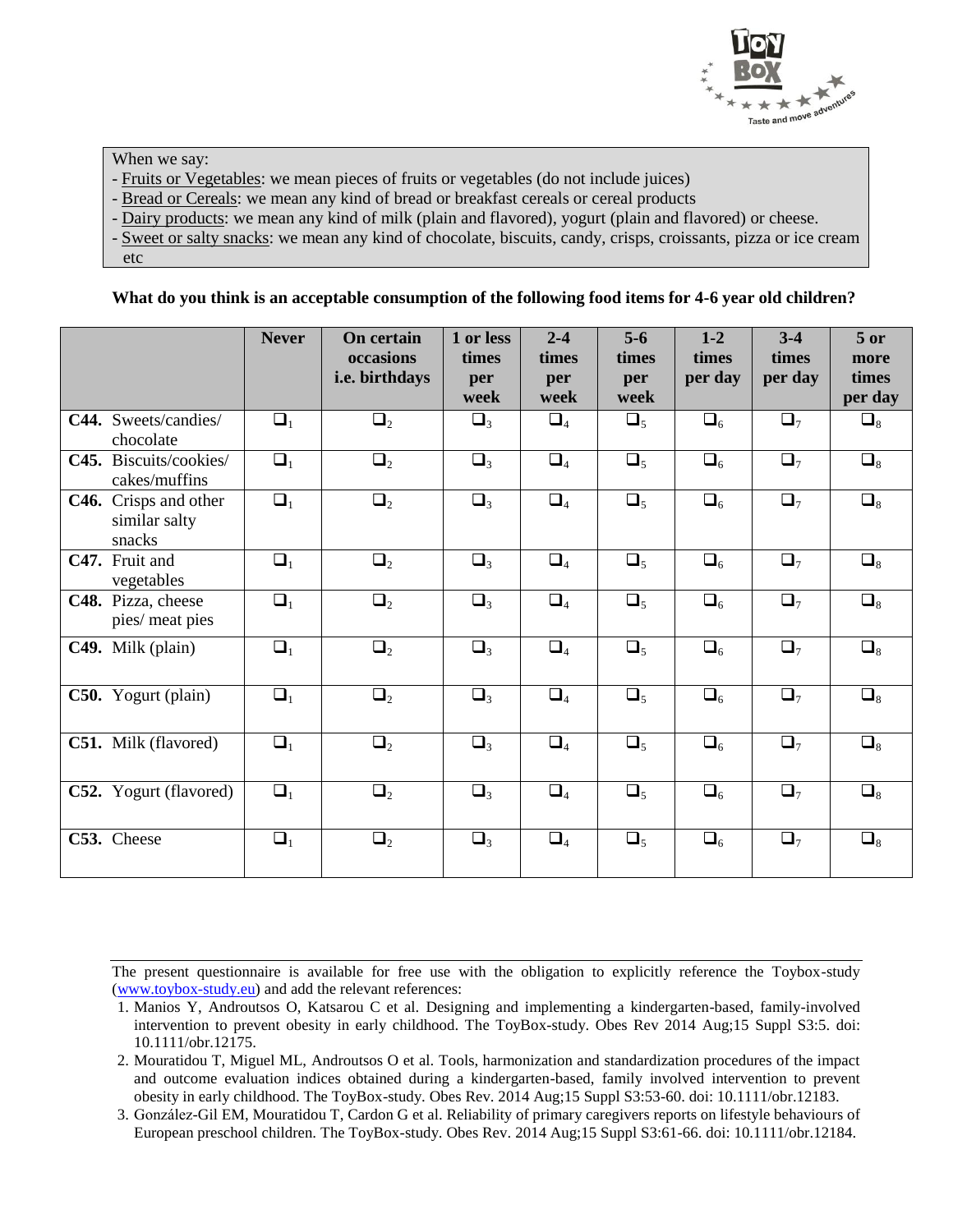When we say:

- Fruits or Vegetables: we mean pieces of fruits or vegetables (do not include juices)
- Bread or Cereals: we mean any kind of bread or breakfast cereals or cereal products
- Dairy products: we mean any kind of milk (plain and flavored), yogurt (plain and flavored) or cheese.
- Sweet or salty snacks: we mean any kind of chocolate, biscuits, candy, crisps, croissants, pizza or ice cream etc

**What do you think is an acceptable consumption of the following food items for 4-6 year old children?**

| | Never | On certain occasions i.e. birthdays | 1 or less times per week | 2-4 times per week | 5-6 times per week | 1-2 times per day | 3-4 times per day | 5 or more times per day |
|---|---|---|---|---|---|---|---|---|
| **C44.** Sweets/candies/ chocolate | ❑1 | ❑2 | ❑3 | ❑4 | ❑5 | ❑6 | ❑7 | ❑8 |
| **C45.** Biscuits/cookies/ cakes/muffins | ❑1 | ❑2 | ❑3 | ❑4 | ❑5 | ❑6 | ❑7 | ❑8 |
| **C46.** Crisps and other similar salty snacks | ❑1 | ❑2 | ❑3 | ❑4 | ❑5 | ❑6 | ❑7 | ❑8 |
| **C47.** Fruit and vegetables | ❑1 | ❑2 | ❑3 | ❑4 | ❑5 | ❑6 | ❑7 | ❑8 |
| **C48.** Pizza, cheese pies/ meat pies | ❑1 | ❑2 | ❑3 | ❑4 | ❑5 | ❑6 | ❑7 | ❑8 |
| **C49.** Milk (plain) | ❑1 | ❑2 | ❑3 | ❑4 | ❑5 | ❑6 | ❑7 | ❑8 |
| **C50.** Yogurt (plain) | ❑1 | ❑2 | ❑3 | ❑4 | ❑5 | ❑6 | ❑7 | ❑8 |
| **C51.** Milk (flavored) | ❑1 | ❑2 | ❑3 | ❑4 | ❑5 | ❑6 | ❑7 | ❑8 |
| **C52.** Yogurt (flavored) | ❑1 | ❑2 | ❑3 | ❑4 | ❑5 | ❑6 | ❑7 | ❑8 |
| **C53.** Cheese | ❑1 | ❑2 | ❑3 | ❑4 | ❑5 | ❑6 | ❑7 | ❑8 |

The present questionnaire is available for free use with the obligation to explicitly reference the Toybox-study (www.toybox-study.eu) and add the relevant references:

1. Manios Y, Androutsos O, Katsarou C et al. Designing and implementing a kindergarten-based, family-involved intervention to prevent obesity in early childhood. The ToyBox-study. Obes Rev 2014 Aug;15 Suppl S3:5. doi: 10.1111/obr.12175.
2. Mouratidou T, Miguel ML, Androutsos O et al. Tools, harmonization and standardization procedures of the impact and outcome evaluation indices obtained during a kindergarten-based, family involved intervention to prevent obesity in early childhood. The ToyBox-study. Obes Rev. 2014 Aug;15 Suppl S3:53-60. doi: 10.1111/obr.12183.
3. González-Gil EM, Mouratidou T, Cardon G et al. Reliability of primary caregivers reports on lifestyle behaviours of European preschool children. The ToyBox-study. Obes Rev. 2014 Aug;15 Suppl S3:61-66. doi: 10.1111/obr.12184.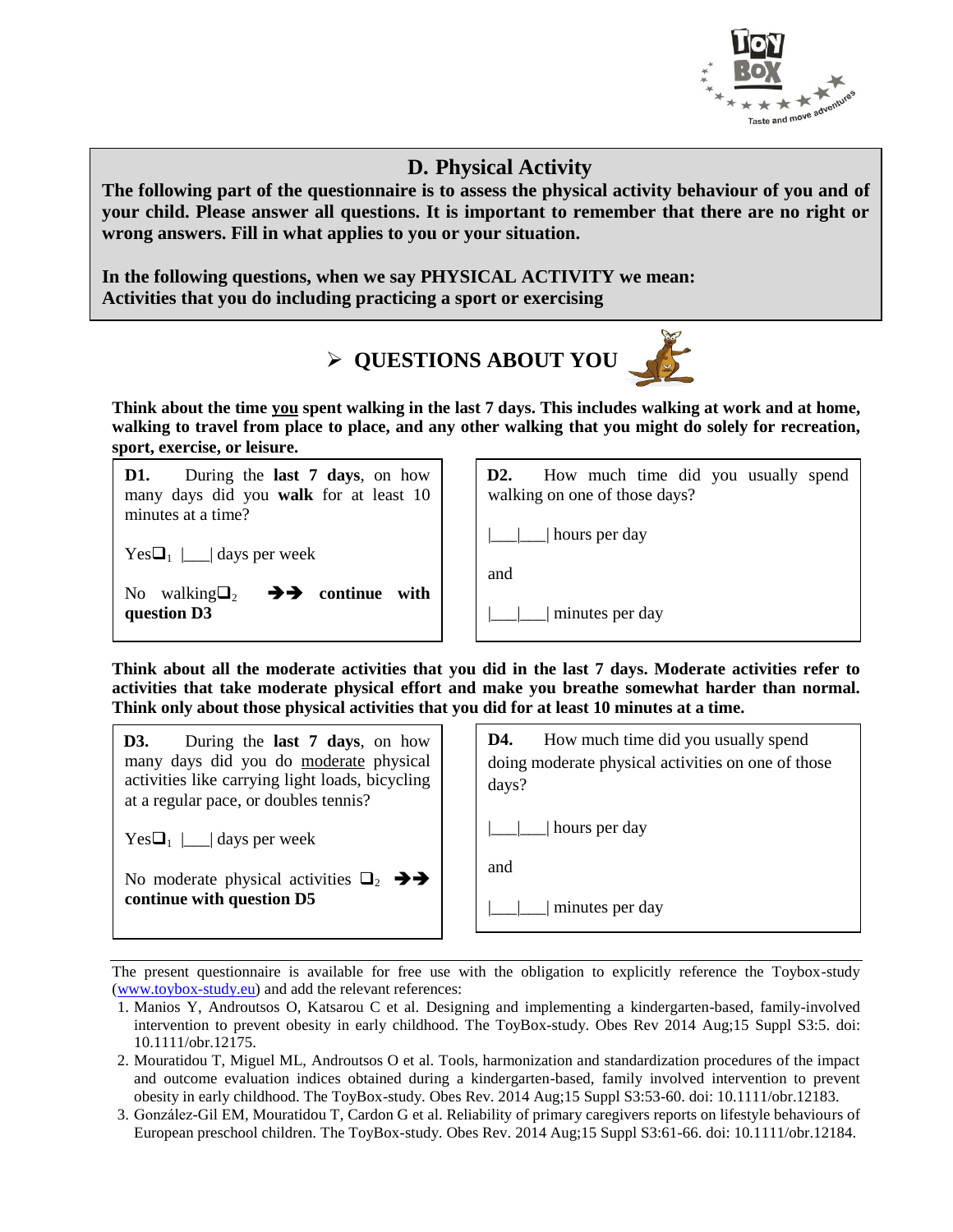## D. Physical Activity

**The following part of the questionnaire is to assess the physical activity behaviour of you and of your child. Please answer all questions. It is important to remember that there are no right or wrong answers. Fill in what applies to you or your situation.**

**In the following questions, when we say PHYSICAL ACTIVITY we mean: Activities that you do including practicing a sport or exercising**

### ➢ QUESTIONS ABOUT YOU

**Think about the time you spent walking in the last 7 days. This includes walking at work and at home, walking to travel from place to place, and any other walking that you might do solely for recreation, sport, exercise, or leisure.**

**D1.** During the **last 7 days**, on how many days did you **walk** for at least 10 minutes at a time?

Yes❑[1] |___| days per week

No walking❑[2] ➔➔ **continue with question D3**

**D2.** How much time did you usually spend walking on one of those days?

|___|___| hours per day

and

|___|___| minutes per day

**Think about all the moderate activities that you did in the last 7 days. Moderate activities refer to activities that take moderate physical effort and make you breathe somewhat harder than normal. Think only about those physical activities that you did for at least 10 minutes at a time.**

**D3.** During the **last 7 days**, on how many days did you do moderate physical activities like carrying light loads, bicycling at a regular pace, or doubles tennis?

Yes❑[1] |___| days per week

No moderate physical activities ❑[2] ➔➔ **continue with question D5**

**D4.** How much time did you usually spend doing moderate physical activities on one of those days?

|___|___| hours per day

and

|___|___| minutes per day

---

The present questionnaire is available for free use with the obligation to explicitly reference the Toybox-study (www.toybox-study.eu) and add the relevant references:

1. Manios Y, Androutsos O, Katsarou C et al. Designing and implementing a kindergarten-based, family-involved intervention to prevent obesity in early childhood. The ToyBox-study. Obes Rev 2014 Aug;15 Suppl S3:5. doi: 10.1111/obr.12175.
2. Mouratidou T, Miguel ML, Androutsos O et al. Tools, harmonization and standardization procedures of the impact and outcome evaluation indices obtained during a kindergarten-based, family involved intervention to prevent obesity in early childhood. The ToyBox-study. Obes Rev. 2014 Aug;15 Suppl S3:53-60. doi: 10.1111/obr.12183.
3. González-Gil EM, Mouratidou T, Cardon G et al. Reliability of primary caregivers reports on lifestyle behaviours of European preschool children. The ToyBox-study. Obes Rev. 2014 Aug;15 Suppl S3:61-66. doi: 10.1111/obr.12184.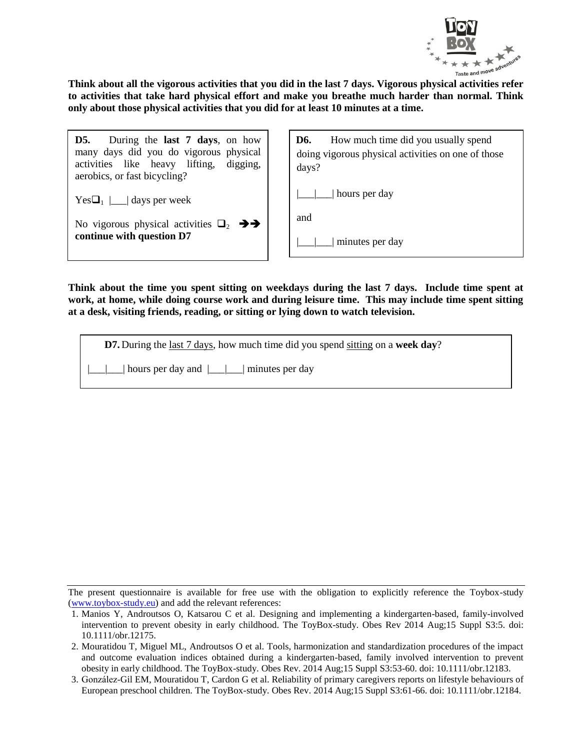**Think about all the vigorous activities that you did in the last 7 days. Vigorous physical activities refer to activities that take hard physical effort and make you breathe much harder than normal. Think only about those physical activities that you did for at least 10 minutes at a time.**

**D5.** During the **last 7 days**, on how many days did you do vigorous physical activities like heavy lifting, digging, aerobics, or fast bicycling?

Yes❑1 |___| days per week

No vigorous physical activities ❑2 ➔➔ **continue with question D7**

**D6.** How much time did you usually spend doing vigorous physical activities on one of those days?

|___|___| hours per day

and

|___|___| minutes per day

**Think about the time you spent sitting on weekdays during the last 7 days. Include time spent at work, at home, while doing course work and during leisure time. This may include time spent sitting at a desk, visiting friends, reading, or sitting or lying down to watch television.**

**D7.** During the last 7 days, how much time did you spend sitting on a **week day**?

|___|___| hours per day and |___|___| minutes per day

The present questionnaire is available for free use with the obligation to explicitly reference the Toybox-study (www.toybox-study.eu) and add the relevant references:

1. Manios Y, Androutsos O, Katsarou C et al. Designing and implementing a kindergarten-based, family-involved intervention to prevent obesity in early childhood. The ToyBox-study. Obes Rev 2014 Aug;15 Suppl S3:5. doi: 10.1111/obr.12175.
2. Mouratidou T, Miguel ML, Androutsos O et al. Tools, harmonization and standardization procedures of the impact and outcome evaluation indices obtained during a kindergarten-based, family involved intervention to prevent obesity in early childhood. The ToyBox-study. Obes Rev. 2014 Aug;15 Suppl S3:53-60. doi: 10.1111/obr.12183.
3. González-Gil EM, Mouratidou T, Cardon G et al. Reliability of primary caregivers reports on lifestyle behaviours of European preschool children. The ToyBox-study. Obes Rev. 2014 Aug;15 Suppl S3:61-66. doi: 10.1111/obr.12184.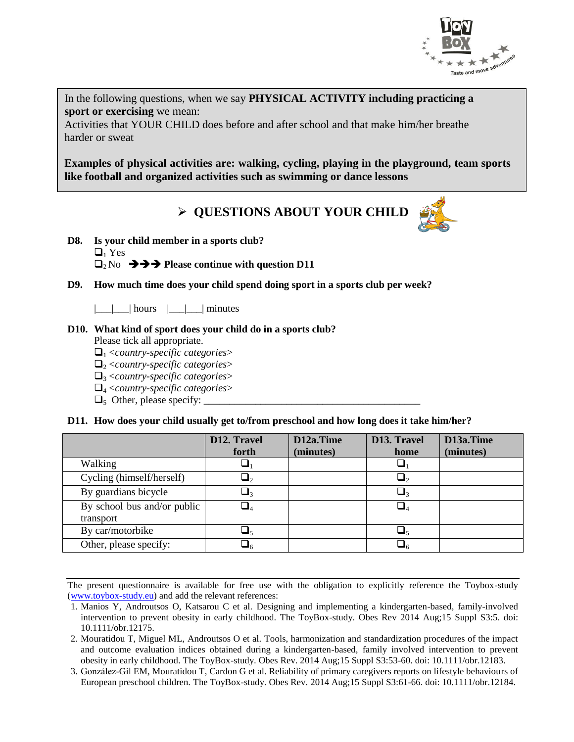In the following questions, when we say **PHYSICAL ACTIVITY including practicing a sport or exercising** we mean:
Activities that YOUR CHILD does before and after school and that make him/her breathe harder or sweat

**Examples of physical activities are: walking, cycling, playing in the playground, team sports like football and organized activities such as swimming or dance lessons**

## ➢ QUESTIONS ABOUT YOUR CHILD

**D8. Is your child member in a sports club?**

❑[1] Yes
❑[2] No ➔➔➔ **Please continue with question D11**

**D9. How much time does your child spend doing sport in a sports club per week?**

|___|___| hours |___|___| minutes

**D10. What kind of sport does your child do in a sports club?**
Please tick all appropriate.

❑[1] *<country-specific categories>*
❑[2] *<country-specific categories>*
❑[3] *<country-specific categories>*
❑[4] *<country-specific categories>*
❑[5] Other, please specify: ___________________________________________

**D11. How does your child usually get to/from preschool and how long does it take him/her?**

| | D12. Travel forth | D12a.Time (minutes) | D13. Travel home | D13a.Time (minutes) |
|---|---|---|---|---|
| Walking | ❑[1] | | ❑[1] | |
| Cycling (himself/herself) | ❑[2] | | ❑[2] | |
| By guardians bicycle | ❑[3] | | ❑[3] | |
| By school bus and/or public transport | ❑[4] | | ❑[4] | |
| By car/motorbike | ❑[5] | | ❑[5] | |
| Other, please specify: | ❑[6] | | ❑[6] | |

---

The present questionnaire is available for free use with the obligation to explicitly reference the Toybox-study (www.toybox-study.eu) and add the relevant references:

1. Manios Y, Androutsos O, Katsarou C et al. Designing and implementing a kindergarten-based, family-involved intervention to prevent obesity in early childhood. The ToyBox-study. Obes Rev 2014 Aug;15 Suppl S3:5. doi: 10.1111/obr.12175.
2. Mouratidou T, Miguel ML, Androutsos O et al. Tools, harmonization and standardization procedures of the impact and outcome evaluation indices obtained during a kindergarten-based, family involved intervention to prevent obesity in early childhood. The ToyBox-study. Obes Rev. 2014 Aug;15 Suppl S3:53-60. doi: 10.1111/obr.12183.
3. González-Gil EM, Mouratidou T, Cardon G et al. Reliability of primary caregivers reports on lifestyle behaviours of European preschool children. The ToyBox-study. Obes Rev. 2014 Aug;15 Suppl S3:61-66. doi: 10.1111/obr.12184.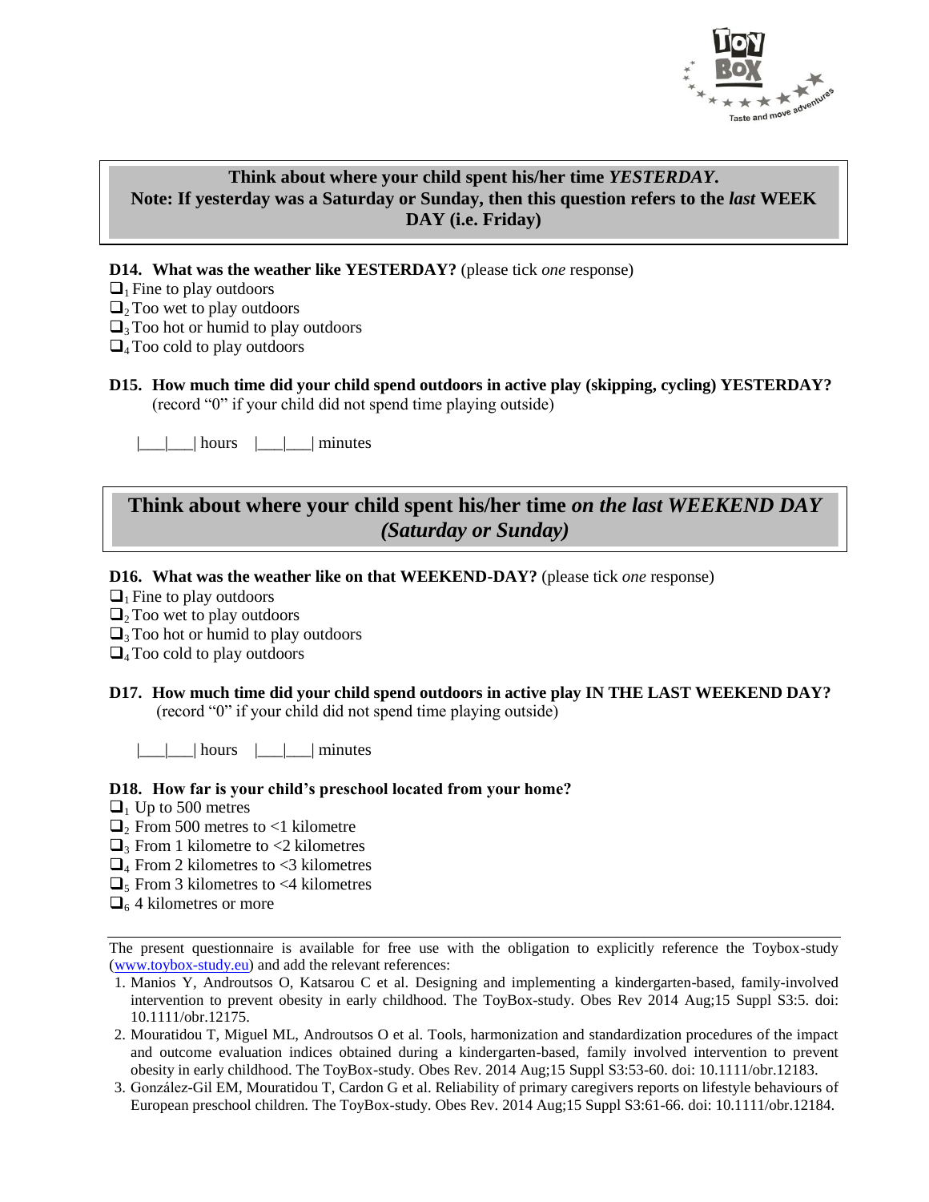**Think about where your child spent his/her time *YESTERDAY*.**
**Note: If yesterday was a Saturday or Sunday, then this question refers to the *last* WEEK DAY (i.e. Friday)**

**D14. What was the weather like YESTERDAY?** (please tick *one* response)

- ❑[1] Fine to play outdoors
- ❑[2] Too wet to play outdoors
- ❑[3] Too hot or humid to play outdoors
- ❑[4] Too cold to play outdoors

**D15. How much time did your child spend outdoors in active play (skipping, cycling) YESTERDAY?**
(record "0" if your child did not spend time playing outside)

|___|___| hours |___|___| minutes

## Think about where your child spent his/her time *on the last WEEKEND DAY (Saturday or Sunday)*

**D16. What was the weather like on that WEEKEND-DAY?** (please tick *one* response)

- ❑[1] Fine to play outdoors
- ❑[2] Too wet to play outdoors
- ❑[3] Too hot or humid to play outdoors
- ❑[4] Too cold to play outdoors

**D17. How much time did your child spend outdoors in active play IN THE LAST WEEKEND DAY?**
(record "0" if your child did not spend time playing outside)

|___|___| hours |___|___| minutes

**D18. How far is your child's preschool located from your home?**

- ❑[1] Up to 500 metres
- ❑[2] From 500 metres to <1 kilometre
- ❑[3] From 1 kilometre to <2 kilometres
- ❑[4] From 2 kilometres to <3 kilometres
- ❑[5] From 3 kilometres to <4 kilometres
- ❑[6] 4 kilometres or more

---

The present questionnaire is available for free use with the obligation to explicitly reference the Toybox-study (www.toybox-study.eu) and add the relevant references:

1. Manios Y, Androutsos O, Katsarou C et al. Designing and implementing a kindergarten-based, family-involved intervention to prevent obesity in early childhood. The ToyBox-study. Obes Rev 2014 Aug;15 Suppl S3:5. doi: 10.1111/obr.12175.
2. Mouratidou T, Miguel ML, Androutsos O et al. Tools, harmonization and standardization procedures of the impact and outcome evaluation indices obtained during a kindergarten-based, family involved intervention to prevent obesity in early childhood. The ToyBox-study. Obes Rev. 2014 Aug;15 Suppl S3:53-60. doi: 10.1111/obr.12183.
3. González-Gil EM, Mouratidou T, Cardon G et al. Reliability of primary caregivers reports on lifestyle behaviours of European preschool children. The ToyBox-study. Obes Rev. 2014 Aug;15 Suppl S3:61-66. doi: 10.1111/obr.12184.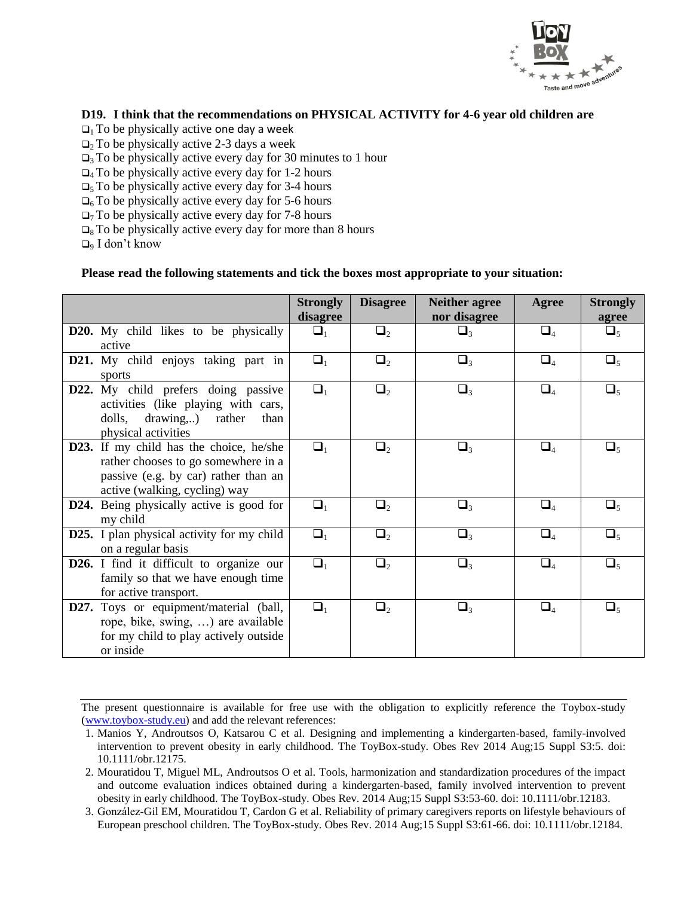**D19. I think that the recommendations on PHYSICAL ACTIVITY for 4-6 year old children are**

- ❑1 To be physically active one day a week
- ❑2 To be physically active 2-3 days a week
- ❑3 To be physically active every day for 30 minutes to 1 hour
- ❑4 To be physically active every day for 1-2 hours
- ❑5 To be physically active every day for 3-4 hours
- ❑6 To be physically active every day for 5-6 hours
- ❑7 To be physically active every day for 7-8 hours
- ❑8 To be physically active every day for more than 8 hours
- ❑9 I don't know

**Please read the following statements and tick the boxes most appropriate to your situation:**

| | Strongly disagree | Disagree | Neither agree nor disagree | Agree | Strongly agree |
|---|---|---|---|---|---|
| **D20.** My child likes to be physically active | ❑1 | ❑2 | ❑3 | ❑4 | ❑5 |
| **D21.** My child enjoys taking part in sports | ❑1 | ❑2 | ❑3 | ❑4 | ❑5 |
| **D22.** My child prefers doing passive activities (like playing with cars, dolls, drawing,..) rather than physical activities | ❑1 | ❑2 | ❑3 | ❑4 | ❑5 |
| **D23.** If my child has the choice, he/she rather chooses to go somewhere in a passive (e.g. by car) rather than an active (walking, cycling) way | ❑1 | ❑2 | ❑3 | ❑4 | ❑5 |
| **D24.** Being physically active is good for my child | ❑1 | ❑2 | ❑3 | ❑4 | ❑5 |
| **D25.** I plan physical activity for my child on a regular basis | ❑1 | ❑2 | ❑3 | ❑4 | ❑5 |
| **D26.** I find it difficult to organize our family so that we have enough time for active transport. | ❑1 | ❑2 | ❑3 | ❑4 | ❑5 |
| **D27.** Toys or equipment/material (ball, rope, bike, swing, …) are available for my child to play actively outside or inside | ❑1 | ❑2 | ❑3 | ❑4 | ❑5 |

---

The present questionnaire is available for free use with the obligation to explicitly reference the Toybox-study (www.toybox-study.eu) and add the relevant references:

1. Manios Y, Androutsos O, Katsarou C et al. Designing and implementing a kindergarten-based, family-involved intervention to prevent obesity in early childhood. The ToyBox-study. Obes Rev 2014 Aug;15 Suppl S3:5. doi: 10.1111/obr.12175.
2. Mouratidou T, Miguel ML, Androutsos O et al. Tools, harmonization and standardization procedures of the impact and outcome evaluation indices obtained during a kindergarten-based, family involved intervention to prevent obesity in early childhood. The ToyBox-study. Obes Rev. 2014 Aug;15 Suppl S3:53-60. doi: 10.1111/obr.12183.
3. González-Gil EM, Mouratidou T, Cardon G et al. Reliability of primary caregivers reports on lifestyle behaviours of European preschool children. The ToyBox-study. Obes Rev. 2014 Aug;15 Suppl S3:61-66. doi: 10.1111/obr.12184.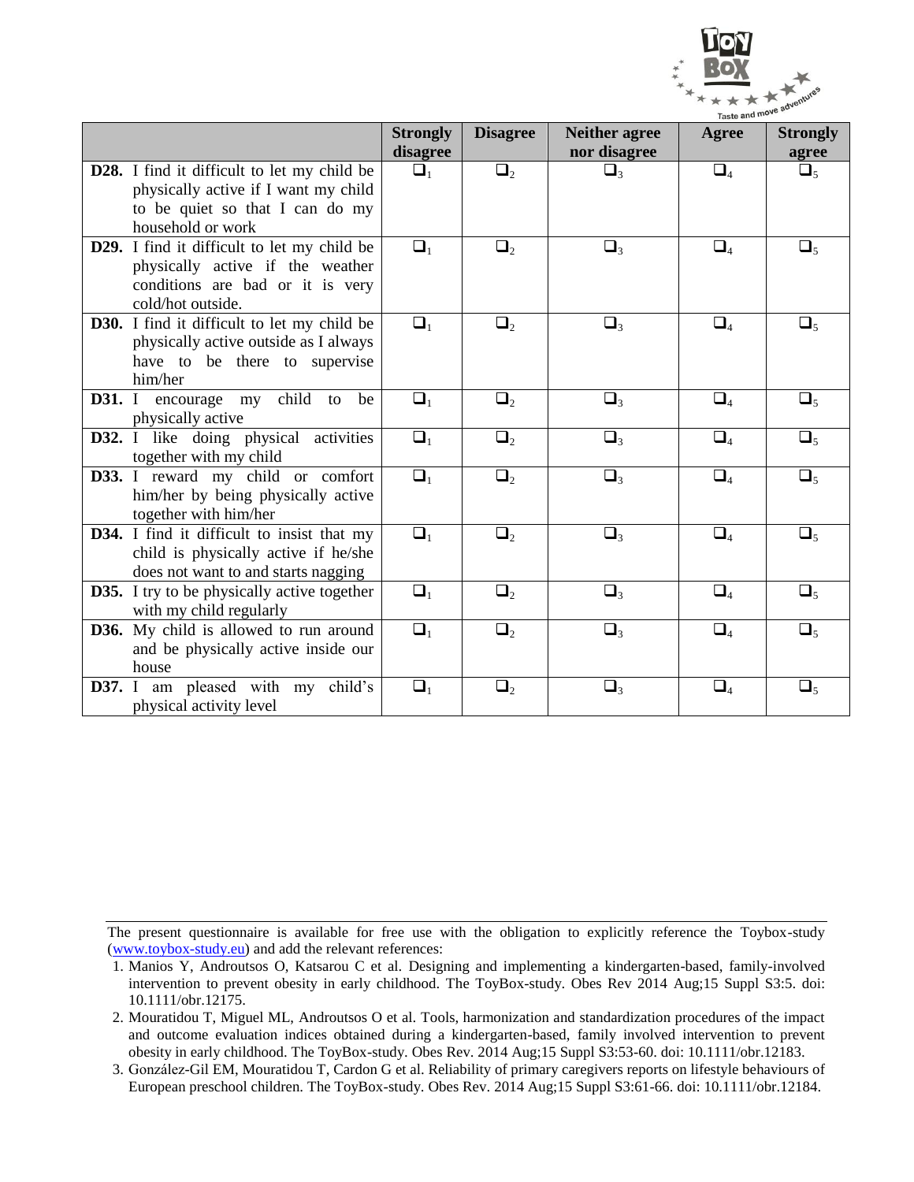| | Strongly disagree | Disagree | Neither agree nor disagree | Agree | Strongly agree |
|---|---|---|---|---|---|
| **D28.** I find it difficult to let my child be physically active if I want my child to be quiet so that I can do my household or work | ❑1 | ❑2 | ❑3 | ❑4 | ❑5 |
| **D29.** I find it difficult to let my child be physically active if the weather conditions are bad or it is very cold/hot outside. | ❑1 | ❑2 | ❑3 | ❑4 | ❑5 |
| **D30.** I find it difficult to let my child be physically active outside as I always have to be there to supervise him/her | ❑1 | ❑2 | ❑3 | ❑4 | ❑5 |
| **D31.** I encourage my child to be physically active | ❑1 | ❑2 | ❑3 | ❑4 | ❑5 |
| **D32.** I like doing physical activities together with my child | ❑1 | ❑2 | ❑3 | ❑4 | ❑5 |
| **D33.** I reward my child or comfort him/her by being physically active together with him/her | ❑1 | ❑2 | ❑3 | ❑4 | ❑5 |
| **D34.** I find it difficult to insist that my child is physically active if he/she does not want to and starts nagging | ❑1 | ❑2 | ❑3 | ❑4 | ❑5 |
| **D35.** I try to be physically active together with my child regularly | ❑1 | ❑2 | ❑3 | ❑4 | ❑5 |
| **D36.** My child is allowed to run around and be physically active inside our house | ❑1 | ❑2 | ❑3 | ❑4 | ❑5 |
| **D37.** I am pleased with my child's physical activity level | ❑1 | ❑2 | ❑3 | ❑4 | ❑5 |

The present questionnaire is available for free use with the obligation to explicitly reference the Toybox-study (www.toybox-study.eu) and add the relevant references:

1. Manios Y, Androutsos O, Katsarou C et al. Designing and implementing a kindergarten-based, family-involved intervention to prevent obesity in early childhood. The ToyBox-study. Obes Rev 2014 Aug;15 Suppl S3:5. doi: 10.1111/obr.12175.
2. Mouratidou T, Miguel ML, Androutsos O et al. Tools, harmonization and standardization procedures of the impact and outcome evaluation indices obtained during a kindergarten-based, family involved intervention to prevent obesity in early childhood. The ToyBox-study. Obes Rev. 2014 Aug;15 Suppl S3:53-60. doi: 10.1111/obr.12183.
3. González-Gil EM, Mouratidou T, Cardon G et al. Reliability of primary caregivers reports on lifestyle behaviours of European preschool children. The ToyBox-study. Obes Rev. 2014 Aug;15 Suppl S3:61-66. doi: 10.1111/obr.12184.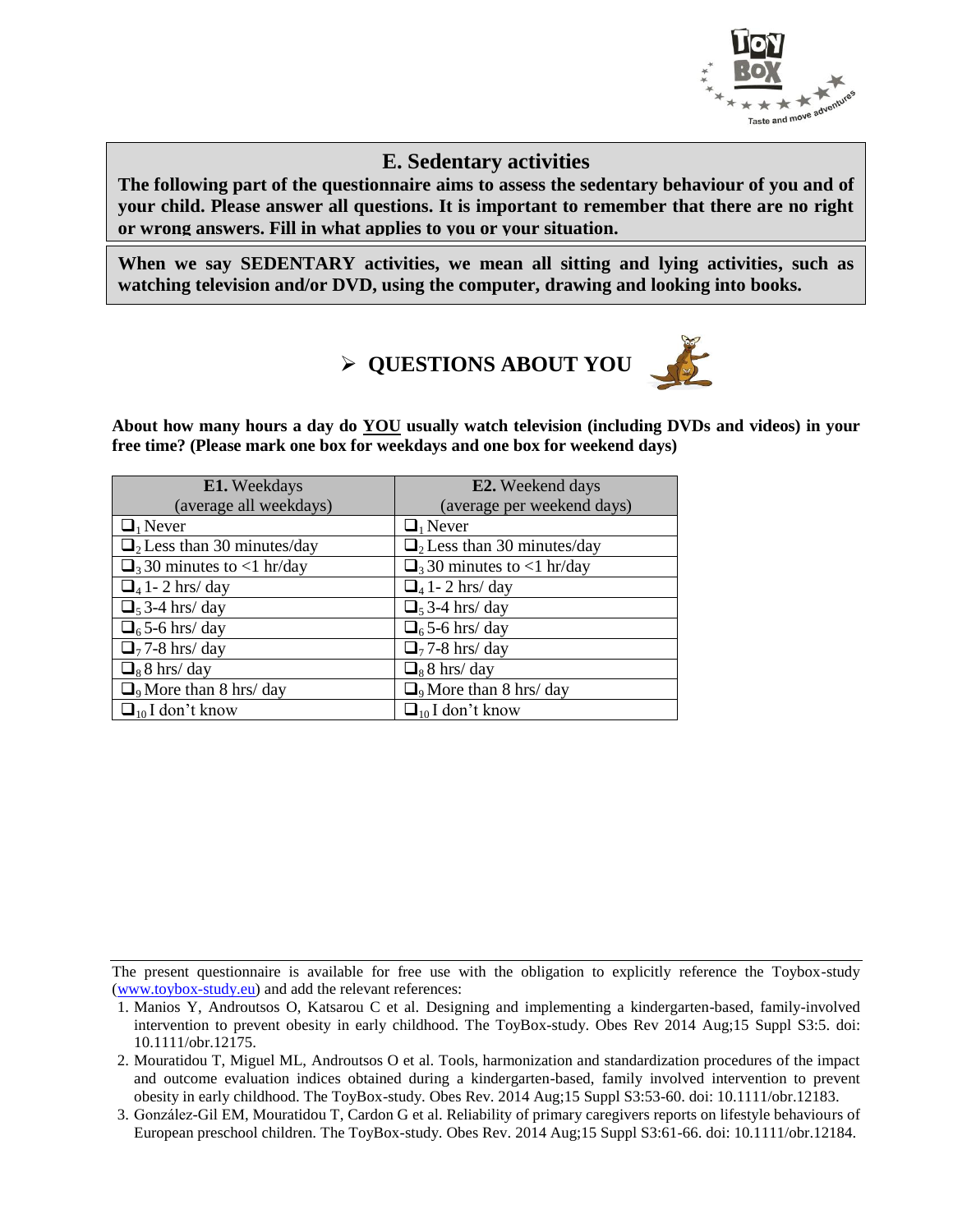## E. Sedentary activities

**The following part of the questionnaire aims to assess the sedentary behaviour of you and of your child. Please answer all questions. It is important to remember that there are no right or wrong answers. Fill in what applies to you or your situation.**

**When we say SEDENTARY activities, we mean all sitting and lying activities, such as watching television and/or DVD, using the computer, drawing and looking into books.**

### ➢ QUESTIONS ABOUT YOU

**About how many hours a day do <u>YOU</u> usually watch television (including DVDs and videos) in your free time? (Please mark one box for weekdays and one box for weekend days)**

| **E1.** Weekdays (average all weekdays) | **E2.** Weekend days (average per weekend days) |
|---|---|
| ❑1 Never | ❑1 Never |
| ❑2 Less than 30 minutes/day | ❑2 Less than 30 minutes/day |
| ❑3 30 minutes to <1 hr/day | ❑3 30 minutes to <1 hr/day |
| ❑4 1- 2 hrs/ day | ❑4 1- 2 hrs/ day |
| ❑5 3-4 hrs/ day | ❑5 3-4 hrs/ day |
| ❑6 5-6 hrs/ day | ❑6 5-6 hrs/ day |
| ❑7 7-8 hrs/ day | ❑7 7-8 hrs/ day |
| ❑8 8 hrs/ day | ❑8 8 hrs/ day |
| ❑9 More than 8 hrs/ day | ❑9 More than 8 hrs/ day |
| ❑10 I don't know | ❑10 I don't know |

The present questionnaire is available for free use with the obligation to explicitly reference the Toybox-study (www.toybox-study.eu) and add the relevant references:

1. Manios Y, Androutsos O, Katsarou C et al. Designing and implementing a kindergarten-based, family-involved intervention to prevent obesity in early childhood. The ToyBox-study. Obes Rev 2014 Aug;15 Suppl S3:5. doi: 10.1111/obr.12175.
2. Mouratidou T, Miguel ML, Androutsos O et al. Tools, harmonization and standardization procedures of the impact and outcome evaluation indices obtained during a kindergarten-based, family involved intervention to prevent obesity in early childhood. The ToyBox-study. Obes Rev. 2014 Aug;15 Suppl S3:53-60. doi: 10.1111/obr.12183.
3. González-Gil EM, Mouratidou T, Cardon G et al. Reliability of primary caregivers reports on lifestyle behaviours of European preschool children. The ToyBox-study. Obes Rev. 2014 Aug;15 Suppl S3:61-66. doi: 10.1111/obr.12184.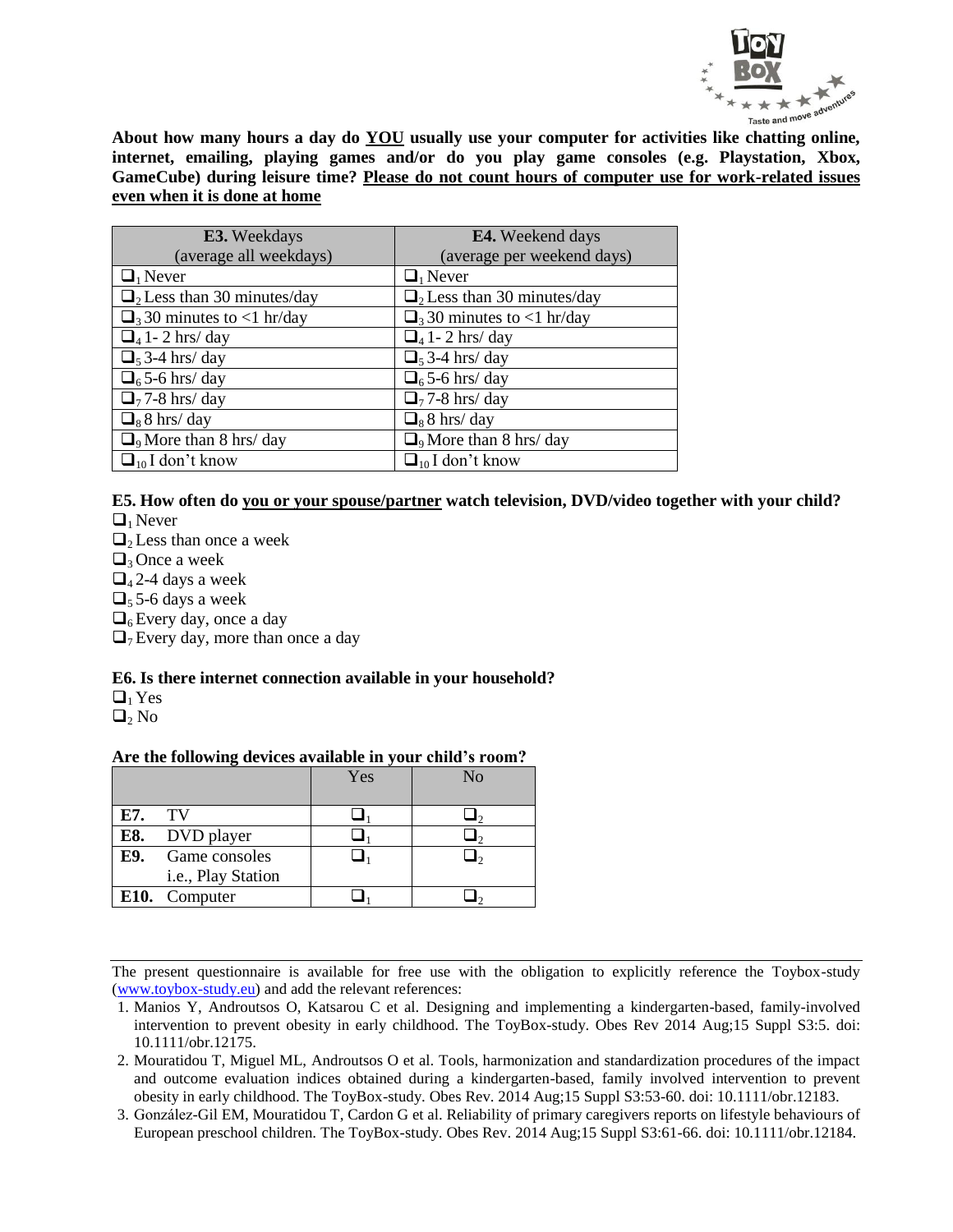**About how many hours a day do YOU usually use your computer for activities like chatting online, internet, emailing, playing games and/or do you play game consoles (e.g. Playstation, Xbox, GameCube) during leisure time? Please do not count hours of computer use for work-related issues even when it is done at home**

| **E3.** Weekdays (average all weekdays) | **E4.** Weekend days (average per weekend days) |
|---|---|
| ❑1 Never | ❑1 Never |
| ❑2 Less than 30 minutes/day | ❑2 Less than 30 minutes/day |
| ❑3 30 minutes to <1 hr/day | ❑3 30 minutes to <1 hr/day |
| ❑4 1- 2 hrs/ day | ❑4 1- 2 hrs/ day |
| ❑5 3-4 hrs/ day | ❑5 3-4 hrs/ day |
| ❑6 5-6 hrs/ day | ❑6 5-6 hrs/ day |
| ❑7 7-8 hrs/ day | ❑7 7-8 hrs/ day |
| ❑8 8 hrs/ day | ❑8 8 hrs/ day |
| ❑9 More than 8 hrs/ day | ❑9 More than 8 hrs/ day |
| ❑10 I don't know | ❑10 I don't know |

**E5. How often do you or your spouse/partner watch television, DVD/video together with your child?**

❑1 Never
❑2 Less than once a week
❑3 Once a week
❑4 2-4 days a week
❑5 5-6 days a week
❑6 Every day, once a day
❑7 Every day, more than once a day

**E6. Is there internet connection available in your household?**

❑1 Yes
❑2 No

**Are the following devices available in your child's room?**

| | Yes | No |
|---|---|---|
| **E7.** TV | ❑1 | ❑2 |
| **E8.** DVD player | ❑1 | ❑2 |
| **E9.** Game consoles i.e., Play Station | ❑1 | ❑2 |
| **E10.** Computer | ❑1 | ❑2 |

The present questionnaire is available for free use with the obligation to explicitly reference the Toybox-study (www.toybox-study.eu) and add the relevant references:

1. Manios Y, Androutsos O, Katsarou C et al. Designing and implementing a kindergarten-based, family-involved intervention to prevent obesity in early childhood. The ToyBox-study. Obes Rev 2014 Aug;15 Suppl S3:5. doi: 10.1111/obr.12175.
2. Mouratidou T, Miguel ML, Androutsos O et al. Tools, harmonization and standardization procedures of the impact and outcome evaluation indices obtained during a kindergarten-based, family involved intervention to prevent obesity in early childhood. The ToyBox-study. Obes Rev. 2014 Aug;15 Suppl S3:53-60. doi: 10.1111/obr.12183.
3. González-Gil EM, Mouratidou T, Cardon G et al. Reliability of primary caregivers reports on lifestyle behaviours of European preschool children. The ToyBox-study. Obes Rev. 2014 Aug;15 Suppl S3:61-66. doi: 10.1111/obr.12184.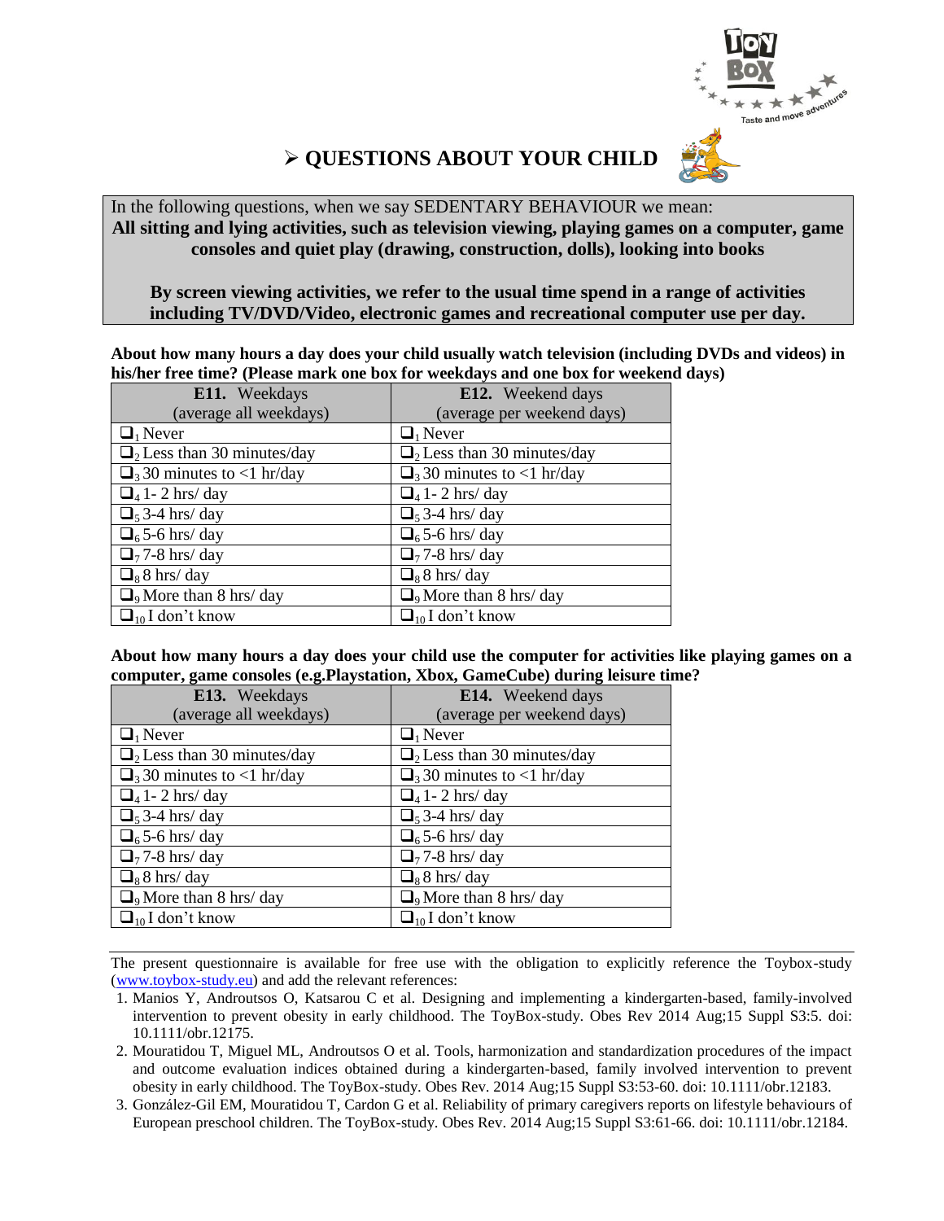## ➢ QUESTIONS ABOUT YOUR CHILD

In the following questions, when we say SEDENTARY BEHAVIOUR we mean:
**All sitting and lying activities, such as television viewing, playing games on a computer, game consoles and quiet play (drawing, construction, dolls), looking into books**

**By screen viewing activities, we refer to the usual time spend in a range of activities including TV/DVD/Video, electronic games and recreational computer use per day.**

**About how many hours a day does your child usually watch television (including DVDs and videos) in his/her free time? (Please mark one box for weekdays and one box for weekend days)**

| **E11.** Weekdays (average all weekdays) | **E12.** Weekend days (average per weekend days) |
|---|---|
| ❑[1] Never | ❑[1] Never |
| ❑[2] Less than 30 minutes/day | ❑[2] Less than 30 minutes/day |
| ❑[3] 30 minutes to <1 hr/day | ❑[3] 30 minutes to <1 hr/day |
| ❑[4] 1- 2 hrs/ day | ❑[4] 1- 2 hrs/ day |
| ❑[5] 3-4 hrs/ day | ❑[5] 3-4 hrs/ day |
| ❑[6] 5-6 hrs/ day | ❑[6] 5-6 hrs/ day |
| ❑[7] 7-8 hrs/ day | ❑[7] 7-8 hrs/ day |
| ❑[8] 8 hrs/ day | ❑[8] 8 hrs/ day |
| ❑[9] More than 8 hrs/ day | ❑[9] More than 8 hrs/ day |
| ❑[10] I don't know | ❑[10] I don't know |

**About how many hours a day does your child use the computer for activities like playing games on a computer, game consoles (e.g.Playstation, Xbox, GameCube) during leisure time?**

| **E13.** Weekdays (average all weekdays) | **E14.** Weekend days (average per weekend days) |
|---|---|
| ❑[1] Never | ❑[1] Never |
| ❑[2] Less than 30 minutes/day | ❑[2] Less than 30 minutes/day |
| ❑[3] 30 minutes to <1 hr/day | ❑[3] 30 minutes to <1 hr/day |
| ❑[4] 1- 2 hrs/ day | ❑[4] 1- 2 hrs/ day |
| ❑[5] 3-4 hrs/ day | ❑[5] 3-4 hrs/ day |
| ❑[6] 5-6 hrs/ day | ❑[6] 5-6 hrs/ day |
| ❑[7] 7-8 hrs/ day | ❑[7] 7-8 hrs/ day |
| ❑[8] 8 hrs/ day | ❑[8] 8 hrs/ day |
| ❑[9] More than 8 hrs/ day | ❑[9] More than 8 hrs/ day |
| ❑[10] I don't know | ❑[10] I don't know |

The present questionnaire is available for free use with the obligation to explicitly reference the Toybox-study (www.toybox-study.eu) and add the relevant references:

1. Manios Y, Androutsos O, Katsarou C et al. Designing and implementing a kindergarten-based, family-involved intervention to prevent obesity in early childhood. The ToyBox-study. Obes Rev 2014 Aug;15 Suppl S3:5. doi: 10.1111/obr.12175.
2. Mouratidou T, Miguel ML, Androutsos O et al. Tools, harmonization and standardization procedures of the impact and outcome evaluation indices obtained during a kindergarten-based, family involved intervention to prevent obesity in early childhood. The ToyBox-study. Obes Rev. 2014 Aug;15 Suppl S3:53-60. doi: 10.1111/obr.12183.
3. González-Gil EM, Mouratidou T, Cardon G et al. Reliability of primary caregivers reports on lifestyle behaviours of European preschool children. The ToyBox-study. Obes Rev. 2014 Aug;15 Suppl S3:61-66. doi: 10.1111/obr.12184.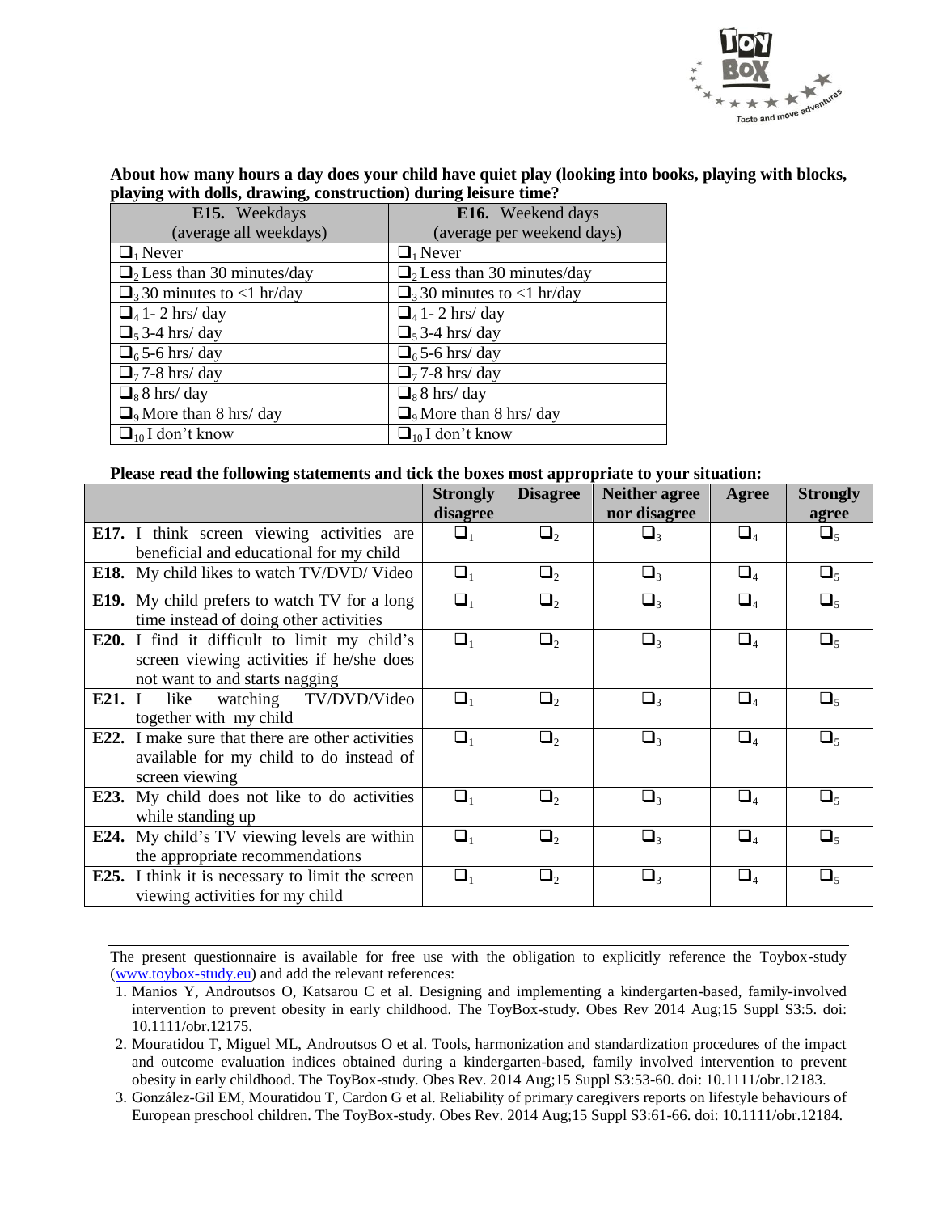**About how many hours a day does your child have quiet play (looking into books, playing with blocks, playing with dolls, drawing, construction) during leisure time?**

| **E15.** Weekdays (average all weekdays) | **E16.** Weekend days (average per weekend days) |
|---|---|
| ❑1 Never | ❑1 Never |
| ❑2 Less than 30 minutes/day | ❑2 Less than 30 minutes/day |
| ❑3 30 minutes to <1 hr/day | ❑3 30 minutes to <1 hr/day |
| ❑4 1- 2 hrs/ day | ❑4 1- 2 hrs/ day |
| ❑5 3-4 hrs/ day | ❑5 3-4 hrs/ day |
| ❑6 5-6 hrs/ day | ❑6 5-6 hrs/ day |
| ❑7 7-8 hrs/ day | ❑7 7-8 hrs/ day |
| ❑8 8 hrs/ day | ❑8 8 hrs/ day |
| ❑9 More than 8 hrs/ day | ❑9 More than 8 hrs/ day |
| ❑10 I don't know | ❑10 I don't know |

**Please read the following statements and tick the boxes most appropriate to your situation:**

| | **Strongly disagree** | **Disagree** | **Neither agree nor disagree** | **Agree** | **Strongly agree** |
|---|---|---|---|---|---|
| **E17.** I think screen viewing activities are beneficial and educational for my child | ❑1 | ❑2 | ❑3 | ❑4 | ❑5 |
| **E18.** My child likes to watch TV/DVD/ Video | ❑1 | ❑2 | ❑3 | ❑4 | ❑5 |
| **E19.** My child prefers to watch TV for a long time instead of doing other activities | ❑1 | ❑2 | ❑3 | ❑4 | ❑5 |
| **E20.** I find it difficult to limit my child's screen viewing activities if he/she does not want to and starts nagging | ❑1 | ❑2 | ❑3 | ❑4 | ❑5 |
| **E21.** I like watching TV/DVD/Video together with my child | ❑1 | ❑2 | ❑3 | ❑4 | ❑5 |
| **E22.** I make sure that there are other activities available for my child to do instead of screen viewing | ❑1 | ❑2 | ❑3 | ❑4 | ❑5 |
| **E23.** My child does not like to do activities while standing up | ❑1 | ❑2 | ❑3 | ❑4 | ❑5 |
| **E24.** My child's TV viewing levels are within the appropriate recommendations | ❑1 | ❑2 | ❑3 | ❑4 | ❑5 |
| **E25.** I think it is necessary to limit the screen viewing activities for my child | ❑1 | ❑2 | ❑3 | ❑4 | ❑5 |

The present questionnaire is available for free use with the obligation to explicitly reference the Toybox-study (www.toybox-study.eu) and add the relevant references:

1. Manios Y, Androutsos O, Katsarou C et al. Designing and implementing a kindergarten-based, family-involved intervention to prevent obesity in early childhood. The ToyBox-study. Obes Rev 2014 Aug;15 Suppl S3:5. doi: 10.1111/obr.12175.
2. Mouratidou T, Miguel ML, Androutsos O et al. Tools, harmonization and standardization procedures of the impact and outcome evaluation indices obtained during a kindergarten-based, family involved intervention to prevent obesity in early childhood. The ToyBox-study. Obes Rev. 2014 Aug;15 Suppl S3:53-60. doi: 10.1111/obr.12183.
3. González-Gil EM, Mouratidou T, Cardon G et al. Reliability of primary caregivers reports on lifestyle behaviours of European preschool children. The ToyBox-study. Obes Rev. 2014 Aug;15 Suppl S3:61-66. doi: 10.1111/obr.12184.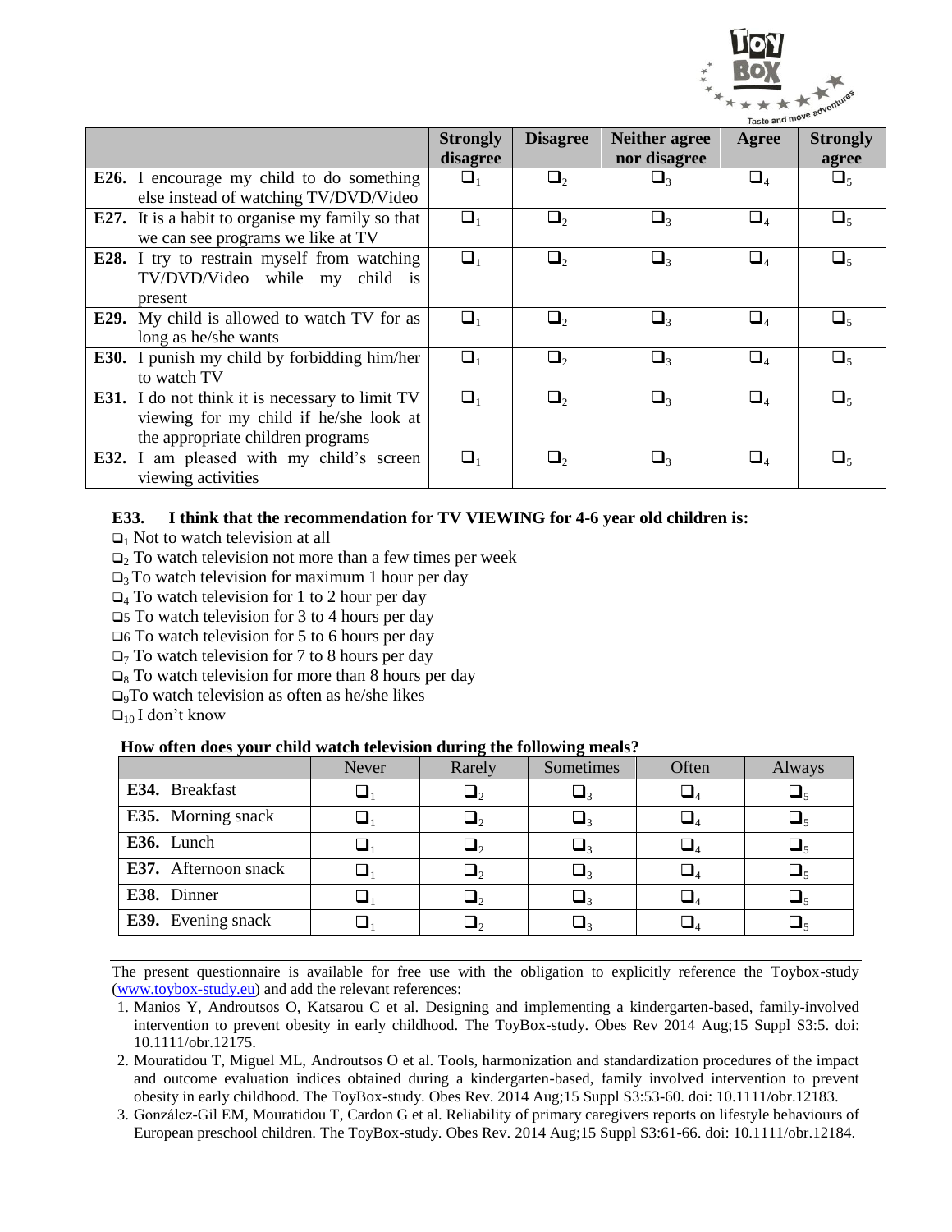| | Strongly disagree | Disagree | Neither agree nor disagree | Agree | Strongly agree |
|---|---|---|---|---|---|
| **E26.** I encourage my child to do something else instead of watching TV/DVD/Video | ❑1 | ❑2 | ❑3 | ❑4 | ❑5 |
| **E27.** It is a habit to organise my family so that we can see programs we like at TV | ❑1 | ❑2 | ❑3 | ❑4 | ❑5 |
| **E28.** I try to restrain myself from watching TV/DVD/Video while my child is present | ❑1 | ❑2 | ❑3 | ❑4 | ❑5 |
| **E29.** My child is allowed to watch TV for as long as he/she wants | ❑1 | ❑2 | ❑3 | ❑4 | ❑5 |
| **E30.** I punish my child by forbidding him/her to watch TV | ❑1 | ❑2 | ❑3 | ❑4 | ❑5 |
| **E31.** I do not think it is necessary to limit TV viewing for my child if he/she look at the appropriate children programs | ❑1 | ❑2 | ❑3 | ❑4 | ❑5 |
| **E32.** I am pleased with my child's screen viewing activities | ❑1 | ❑2 | ❑3 | ❑4 | ❑5 |

**E33. I think that the recommendation for TV VIEWING for 4-6 year old children is:**

❑1 Not to watch television at all
❑2 To watch television not more than a few times per week
❑3 To watch television for maximum 1 hour per day
❑4 To watch television for 1 to 2 hour per day
❑5 To watch television for 3 to 4 hours per day
❑6 To watch television for 5 to 6 hours per day
❑7 To watch television for 7 to 8 hours per day
❑8 To watch television for more than 8 hours per day
❑9 To watch television as often as he/she likes
❑10 I don't know

**How often does your child watch television during the following meals?**

| | Never | Rarely | Sometimes | Often | Always |
|---|---|---|---|---|---|
| **E34.** Breakfast | ❑1 | ❑2 | ❑3 | ❑4 | ❑5 |
| **E35.** Morning snack | ❑1 | ❑2 | ❑3 | ❑4 | ❑5 |
| **E36.** Lunch | ❑1 | ❑2 | ❑3 | ❑4 | ❑5 |
| **E37.** Afternoon snack | ❑1 | ❑2 | ❑3 | ❑4 | ❑5 |
| **E38.** Dinner | ❑1 | ❑2 | ❑3 | ❑4 | ❑5 |
| **E39.** Evening snack | ❑1 | ❑2 | ❑3 | ❑4 | ❑5 |

---

The present questionnaire is available for free use with the obligation to explicitly reference the Toybox-study (www.toybox-study.eu) and add the relevant references:

1. Manios Y, Androutsos O, Katsarou C et al. Designing and implementing a kindergarten-based, family-involved intervention to prevent obesity in early childhood. The ToyBox-study. Obes Rev 2014 Aug;15 Suppl S3:5. doi: 10.1111/obr.12175.
2. Mouratidou T, Miguel ML, Androutsos O et al. Tools, harmonization and standardization procedures of the impact and outcome evaluation indices obtained during a kindergarten-based, family involved intervention to prevent obesity in early childhood. The ToyBox-study. Obes Rev. 2014 Aug;15 Suppl S3:53-60. doi: 10.1111/obr.12183.
3. González-Gil EM, Mouratidou T, Cardon G et al. Reliability of primary caregivers reports on lifestyle behaviours of European preschool children. The ToyBox-study. Obes Rev. 2014 Aug;15 Suppl S3:61-66. doi: 10.1111/obr.12184.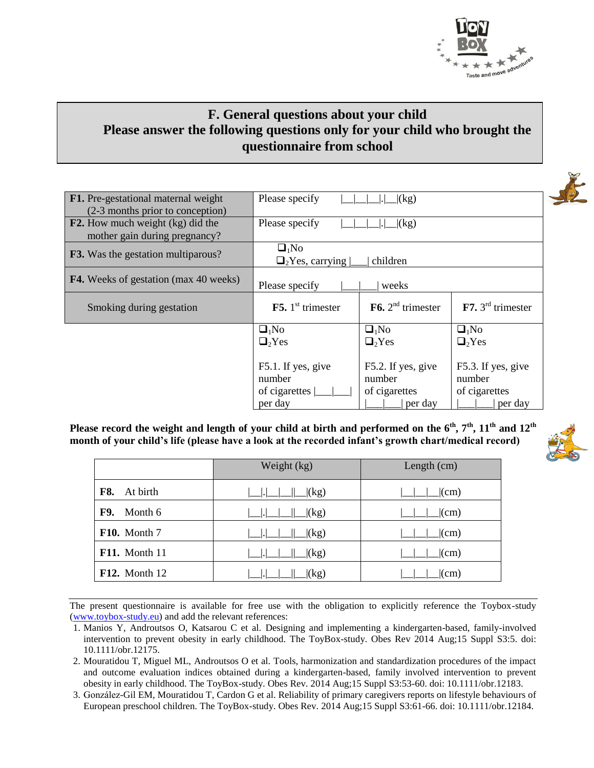## F. General questions about your child
## Please answer the following questions only for your child who brought the questionnaire from school

| | | | |
|---|---|---|---|
| **F1.** Pre-gestational maternal weight (2-3 months prior to conception) | Please specify \|\_\_\|\_\_\|\_\_\|.\|\_\_\|(kg) | | |
| **F2.** How much weight (kg) did the mother gain during pregnancy? | Please specify \|\_\_\|\_\_\|\_\_\|.\|\_\_\|(kg) | | |
| **F3.** Was the gestation multiparous? | ❑₁No<br>❑₂Yes, carrying \|\_\_\_\| children | | |
| **F4.** Weeks of gestation (max 40 weeks) | Please specify \|\_\_\_\|\_\_\_\| weeks | | |
| Smoking during gestation | **F5.** 1[st] trimester | **F6.** 2[nd] trimester | **F7.** 3[rd] trimester |
| | ❑₁No<br>❑₂Yes<br><br>F5.1. If yes, give number of cigarettes \|\_\_\_\|\_\_\_\| per day | ❑₁No<br>❑₂Yes<br><br>F5.2. If yes, give number of cigarettes \|\_\_\_\|\_\_\_\| per day | ❑₁No<br>❑₂Yes<br><br>F5.3. If yes, give number of cigarettes \|\_\_\_\|\_\_\_\| per day |

**Please record the weight and length of your child at birth and performed on the 6[th], 7[th], 11[th] and 12[th] month of your child's life (please have a look at the recorded infant's growth chart/medical record)**

| | Weight (kg) | Length (cm) |
|---|---|---|
| **F8.** At birth | \|\_\_\|.\|\_\_\|\_\_\|\|\_\_\|(kg) | \|\_\_\|\_\_\|\_\_\|(cm) |
| **F9.** Month 6 | \|\_\_\|.\|\_\_\|\_\_\|\|\_\_\|(kg) | \|\_\_\|\_\_\|\_\_\|(cm) |
| **F10.** Month 7 | \|\_\_\|.\|\_\_\|\_\_\|\|\_\_\|(kg) | \|\_\_\|\_\_\|\_\_\|(cm) |
| **F11.** Month 11 | \|\_\_\|.\|\_\_\|\_\_\|\|\_\_\|(kg) | \|\_\_\|\_\_\|\_\_\|(cm) |
| **F12.** Month 12 | \|\_\_\|.\|\_\_\|\_\_\|\|\_\_\|(kg) | \|\_\_\|\_\_\|\_\_\|(cm) |

---

The present questionnaire is available for free use with the obligation to explicitly reference the Toybox-study (www.toybox-study.eu) and add the relevant references:

1. Manios Y, Androutsos O, Katsarou C et al. Designing and implementing a kindergarten-based, family-involved intervention to prevent obesity in early childhood. The ToyBox-study. Obes Rev 2014 Aug;15 Suppl S3:5. doi: 10.1111/obr.12175.
2. Mouratidou T, Miguel ML, Androutsos O et al. Tools, harmonization and standardization procedures of the impact and outcome evaluation indices obtained during a kindergarten-based, family involved intervention to prevent obesity in early childhood. The ToyBox-study. Obes Rev. 2014 Aug;15 Suppl S3:53-60. doi: 10.1111/obr.12183.
3. González-Gil EM, Mouratidou T, Cardon G et al. Reliability of primary caregivers reports on lifestyle behaviours of European preschool children. The ToyBox-study. Obes Rev. 2014 Aug;15 Suppl S3:61-66. doi: 10.1111/obr.12184.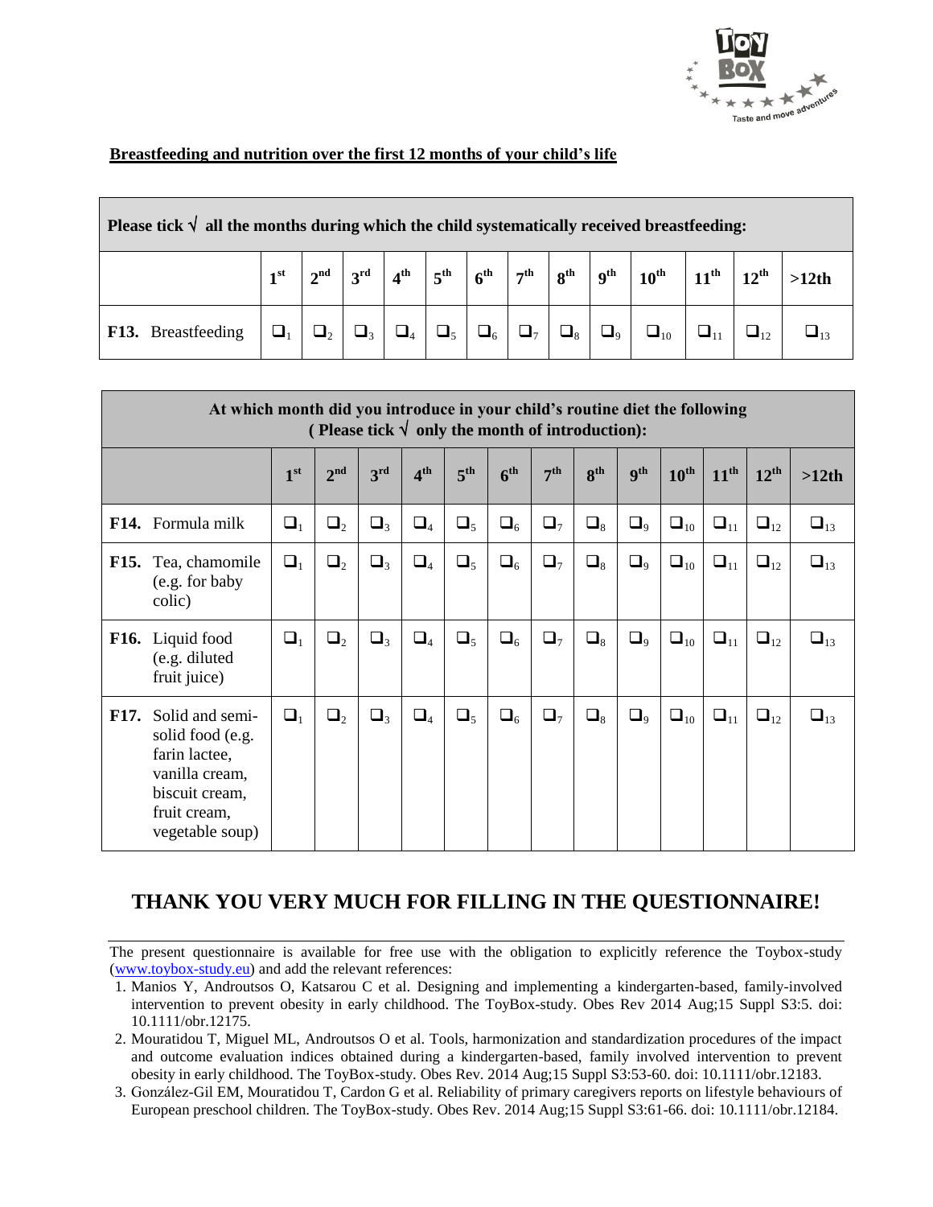**Breastfeeding and nutrition over the first 12 months of your child's life**

| Please tick √ all the months during which the child systematically received breastfeeding: | | | | | | | | | | | | | |
|---|---|---|---|---|---|---|---|---|---|---|---|---|---|
| | 1st | 2nd | 3rd | 4th | 5th | 6th | 7th | 8th | 9th | 10th | 11th | 12th | >12th |
| **F13.** Breastfeeding | ❑1 | ❑2 | ❑3 | ❑4 | ❑5 | ❑6 | ❑7 | ❑8 | ❑9 | ❑10 | ❑11 | ❑12 | ❑13 |

| At which month did you introduce in your child's routine diet the following (Please tick √ only the month of introduction): | | | | | | | | | | | | | |
|---|---|---|---|---|---|---|---|---|---|---|---|---|---|
| | 1st | 2nd | 3rd | 4th | 5th | 6th | 7th | 8th | 9th | 10th | 11th | 12th | >12th |
| **F14.** Formula milk | ❑1 | ❑2 | ❑3 | ❑4 | ❑5 | ❑6 | ❑7 | ❑8 | ❑9 | ❑10 | ❑11 | ❑12 | ❑13 |
| **F15.** Tea, chamomile (e.g. for baby colic) | ❑1 | ❑2 | ❑3 | ❑4 | ❑5 | ❑6 | ❑7 | ❑8 | ❑9 | ❑10 | ❑11 | ❑12 | ❑13 |
| **F16.** Liquid food (e.g. diluted fruit juice) | ❑1 | ❑2 | ❑3 | ❑4 | ❑5 | ❑6 | ❑7 | ❑8 | ❑9 | ❑10 | ❑11 | ❑12 | ❑13 |
| **F17.** Solid and semi-solid food (e.g. farin lactee, vanilla cream, biscuit cream, fruit cream, vegetable soup) | ❑1 | ❑2 | ❑3 | ❑4 | ❑5 | ❑6 | ❑7 | ❑8 | ❑9 | ❑10 | ❑11 | ❑12 | ❑13 |

## THANK YOU VERY MUCH FOR FILLING IN THE QUESTIONNAIRE!

The present questionnaire is available for free use with the obligation to explicitly reference the Toybox-study (www.toybox-study.eu) and add the relevant references:

1. Manios Y, Androutsos O, Katsarou C et al. Designing and implementing a kindergarten-based, family-involved intervention to prevent obesity in early childhood. The ToyBox-study. Obes Rev 2014 Aug;15 Suppl S3:5. doi: 10.1111/obr.12175.
2. Mouratidou T, Miguel ML, Androutsos O et al. Tools, harmonization and standardization procedures of the impact and outcome evaluation indices obtained during a kindergarten-based, family involved intervention to prevent obesity in early childhood. The ToyBox-study. Obes Rev. 2014 Aug;15 Suppl S3:53-60. doi: 10.1111/obr.12183.
3. González-Gil EM, Mouratidou T, Cardon G et al. Reliability of primary caregivers reports on lifestyle behaviours of European preschool children. The ToyBox-study. Obes Rev. 2014 Aug;15 Suppl S3:61-66. doi: 10.1111/obr.12184.